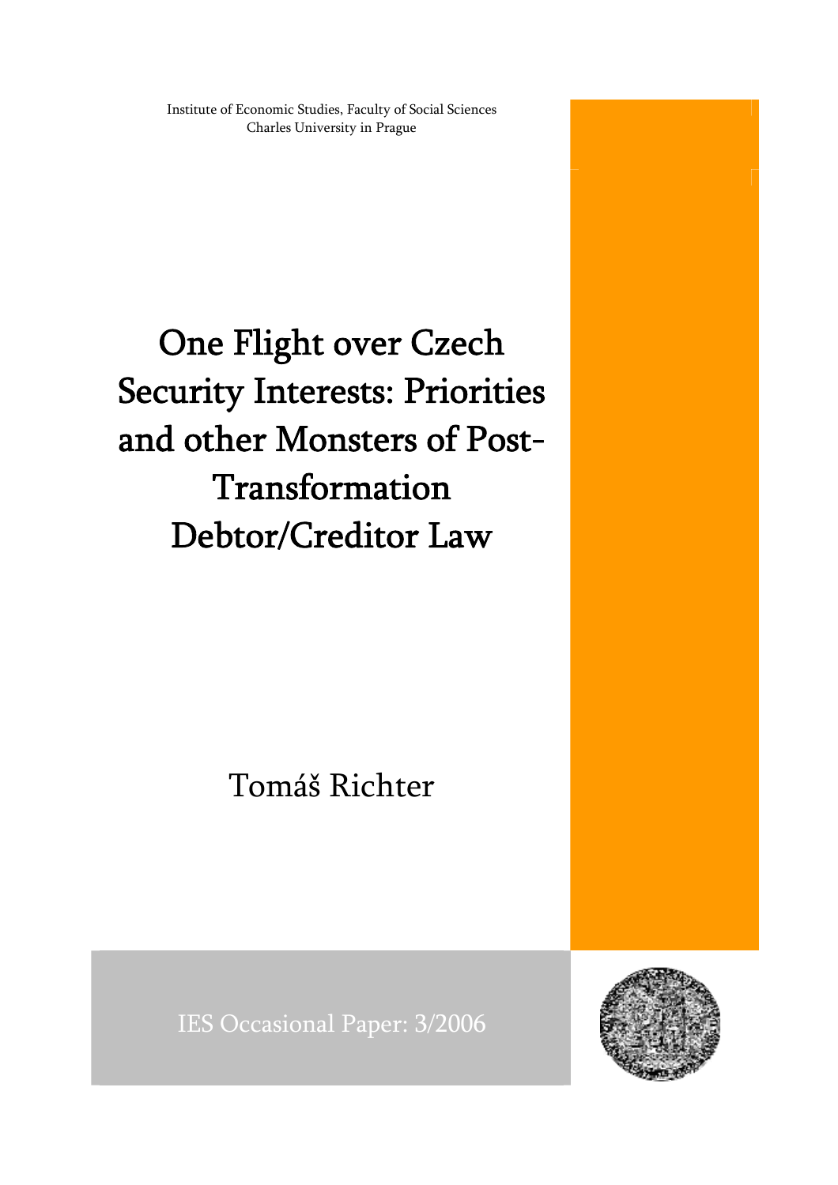Institute of Economic Studies, Faculty of Social Sciences
Charles University in Prague

# One Flight over Czech Security Interests: Priorities and other Monsters of Post-Transformation Debtor/Creditor Law

Tomáš Richter

IES Occasional Paper: 3/2006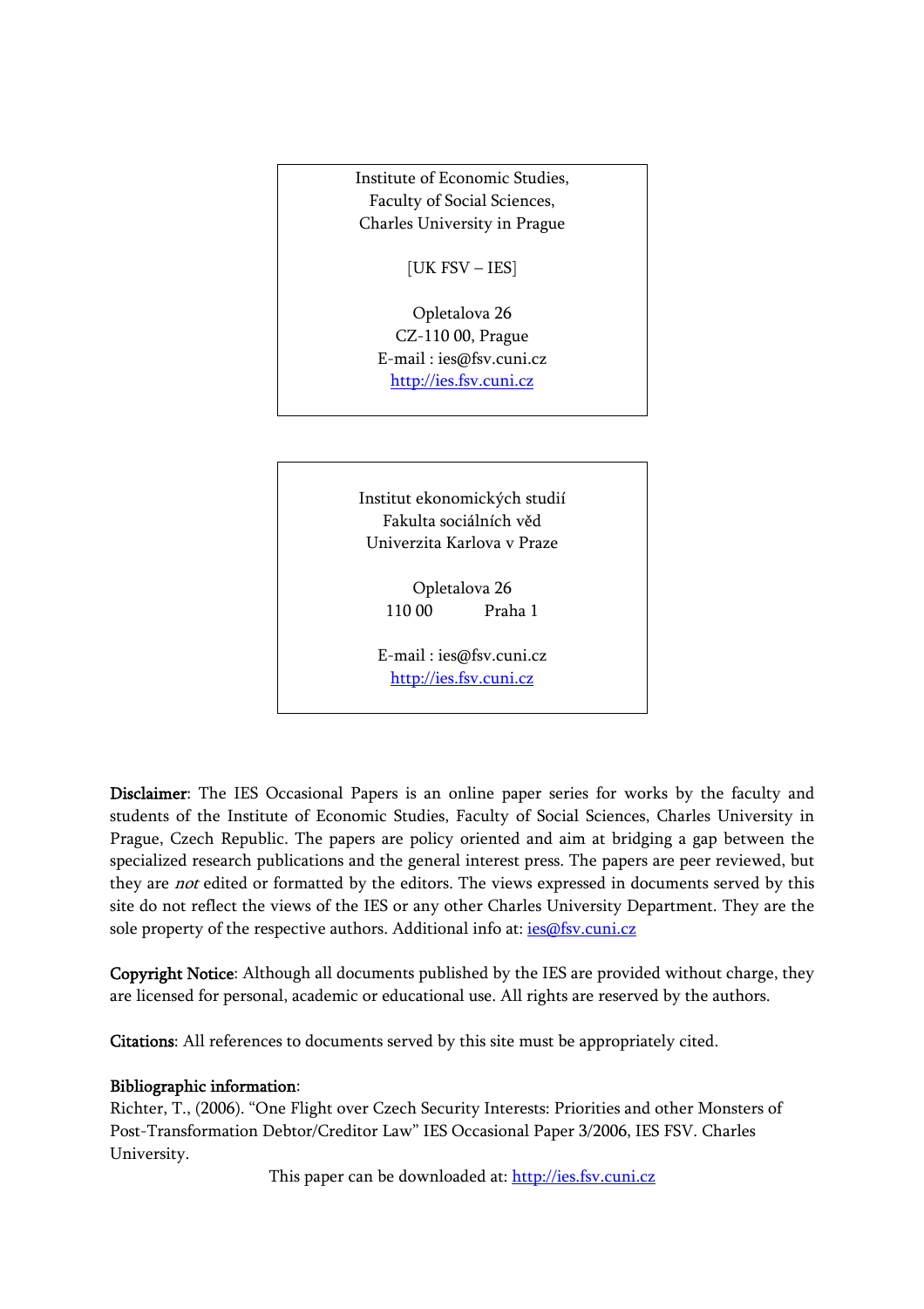Institute of Economic Studies,
Faculty of Social Sciences,
Charles University in Prague

[UK FSV – IES]

Opletalova 26
CZ-110 00, Prague
E-mail : ies@fsv.cuni.cz
http://ies.fsv.cuni.cz

Institut ekonomických studií
Fakulta sociálních věd
Univerzita Karlova v Praze

Opletalova 26
110 00 Praha 1

E-mail : ies@fsv.cuni.cz
http://ies.fsv.cuni.cz

**Disclaimer**: The IES Occasional Papers is an online paper series for works by the faculty and students of the Institute of Economic Studies, Faculty of Social Sciences, Charles University in Prague, Czech Republic. The papers are policy oriented and aim at bridging a gap between the specialized research publications and the general interest press. The papers are peer reviewed, but they are *not* edited or formatted by the editors. The views expressed in documents served by this site do not reflect the views of the IES or any other Charles University Department. They are the sole property of the respective authors. Additional info at: ies@fsv.cuni.cz

**Copyright Notice**: Although all documents published by the IES are provided without charge, they are licensed for personal, academic or educational use. All rights are reserved by the authors.

**Citations**: All references to documents served by this site must be appropriately cited.

**Bibliographic information**:
Richter, T., (2006). "One Flight over Czech Security Interests: Priorities and other Monsters of Post-Transformation Debtor/Creditor Law" IES Occasional Paper 3/2006, IES FSV. Charles University.

This paper can be downloaded at: http://ies.fsv.cuni.cz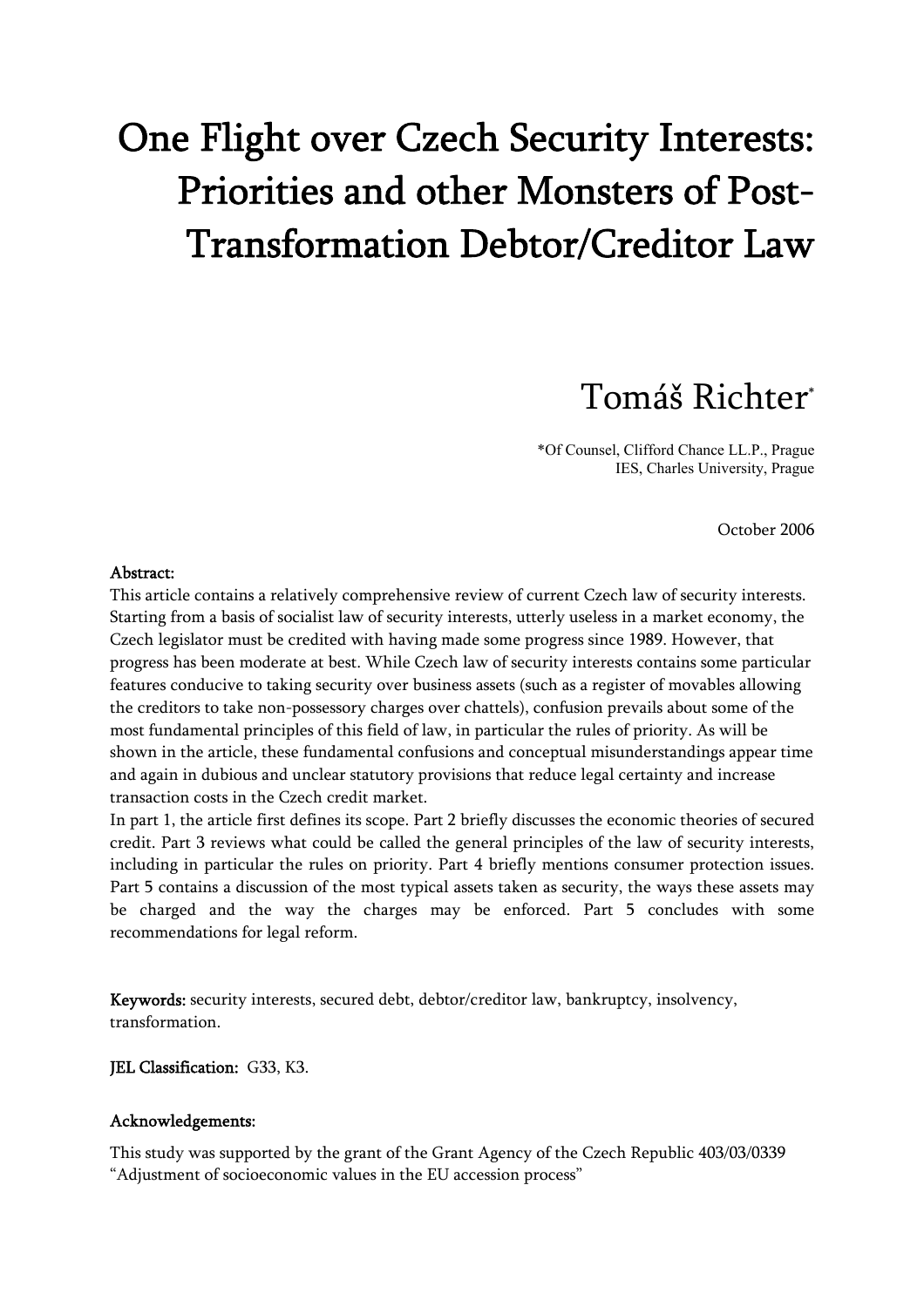# One Flight over Czech Security Interests: Priorities and other Monsters of Post-Transformation Debtor/Creditor Law

Tomáš Richter*

*Of Counsel, Clifford Chance LL.P., Prague
IES, Charles University, Prague

October 2006

**Abstract:**

This article contains a relatively comprehensive review of current Czech law of security interests. Starting from a basis of socialist law of security interests, utterly useless in a market economy, the Czech legislator must be credited with having made some progress since 1989. However, that progress has been moderate at best. While Czech law of security interests contains some particular features conducive to taking security over business assets (such as a register of movables allowing the creditors to take non-possessory charges over chattels), confusion prevails about some of the most fundamental principles of this field of law, in particular the rules of priority. As will be shown in the article, these fundamental confusions and conceptual misunderstandings appear time and again in dubious and unclear statutory provisions that reduce legal certainty and increase transaction costs in the Czech credit market.

In part 1, the article first defines its scope. Part 2 briefly discusses the economic theories of secured credit. Part 3 reviews what could be called the general principles of the law of security interests, including in particular the rules on priority. Part 4 briefly mentions consumer protection issues. Part 5 contains a discussion of the most typical assets taken as security, the ways these assets may be charged and the way the charges may be enforced. Part 5 concludes with some recommendations for legal reform.

**Keywords:** security interests, secured debt, debtor/creditor law, bankruptcy, insolvency, transformation.

**JEL Classification:** G33, K3.

**Acknowledgements:**

This study was supported by the grant of the Grant Agency of the Czech Republic 403/03/0339 "Adjustment of socioeconomic values in the EU accession process"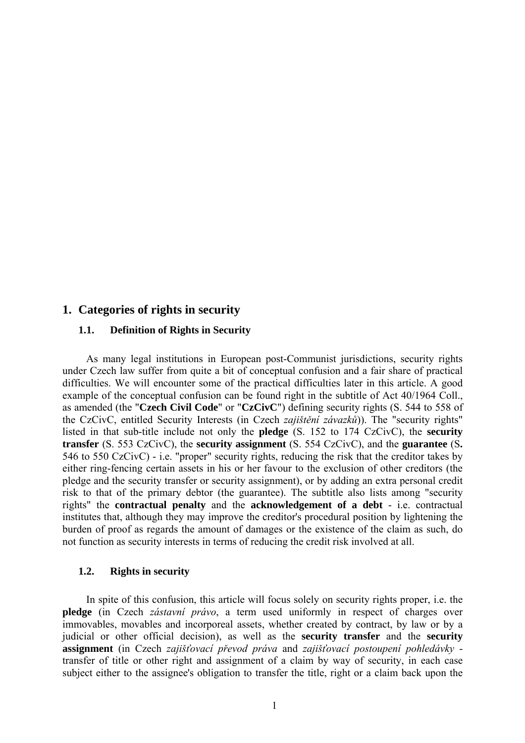# 1. Categories of rights in security

## 1.1. Definition of Rights in Security

As many legal institutions in European post-Communist jurisdictions, security rights under Czech law suffer from quite a bit of conceptual confusion and a fair share of practical difficulties. We will encounter some of the practical difficulties later in this article. A good example of the conceptual confusion can be found right in the subtitle of Act 40/1964 Coll., as amended (the "**Czech Civil Code**" or "**CzCivC**") defining security rights (S. 544 to 558 of the CzCivC, entitled Security Interests (in Czech *zajištění závazků*)). The "security rights" listed in that sub-title include not only the **pledge** (S. 152 to 174 CzCivC), the **security transfer** (S. 553 CzCivC), the **security assignment** (S. 554 CzCivC), and the **guarantee** (S**.** 546 to 550 CzCivC) - i.e. "proper" security rights, reducing the risk that the creditor takes by either ring-fencing certain assets in his or her favour to the exclusion of other creditors (the pledge and the security transfer or security assignment), or by adding an extra personal credit risk to that of the primary debtor (the guarantee). The subtitle also lists among "security rights" the **contractual penalty** and the **acknowledgement of a debt** - i.e. contractual institutes that, although they may improve the creditor's procedural position by lightening the burden of proof as regards the amount of damages or the existence of the claim as such, do not function as security interests in terms of reducing the credit risk involved at all.

## 1.2. Rights in security

In spite of this confusion, this article will focus solely on security rights proper, i.e. the **pledge** (in Czech *zástavní právo*, a term used uniformly in respect of charges over immovables, movables and incorporeal assets, whether created by contract, by law or by a judicial or other official decision), as well as the **security transfer** and the **security assignment** (in Czech *zajišťovací převod práva* and *zajišťovací postoupení pohledávky* - transfer of title or other right and assignment of a claim by way of security, in each case subject either to the assignee's obligation to transfer the title, right or a claim back upon the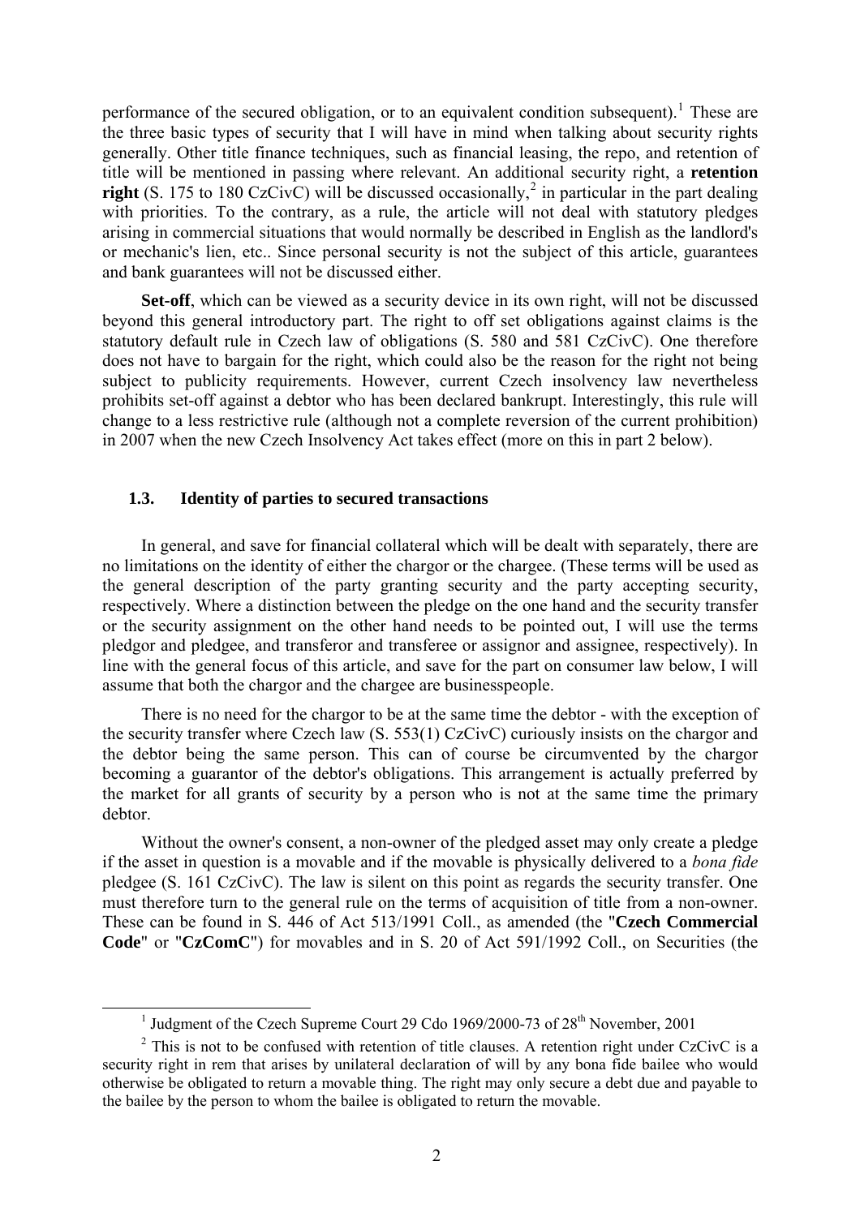performance of the secured obligation, or to an equivalent condition subsequent).[1] These are the three basic types of security that I will have in mind when talking about security rights generally. Other title finance techniques, such as financial leasing, the repo, and retention of title will be mentioned in passing where relevant. An additional security right, a **retention right** (S. 175 to 180 CzCivC) will be discussed occasionally,[2] in particular in the part dealing with priorities. To the contrary, as a rule, the article will not deal with statutory pledges arising in commercial situations that would normally be described in English as the landlord's or mechanic's lien, etc.. Since personal security is not the subject of this article, guarantees and bank guarantees will not be discussed either.

**Set-off**, which can be viewed as a security device in its own right, will not be discussed beyond this general introductory part. The right to off set obligations against claims is the statutory default rule in Czech law of obligations (S. 580 and 581 CzCivC). One therefore does not have to bargain for the right, which could also be the reason for the right not being subject to publicity requirements. However, current Czech insolvency law nevertheless prohibits set-off against a debtor who has been declared bankrupt. Interestingly, this rule will change to a less restrictive rule (although not a complete reversion of the current prohibition) in 2007 when the new Czech Insolvency Act takes effect (more on this in part 2 below).

### 1.3. Identity of parties to secured transactions

In general, and save for financial collateral which will be dealt with separately, there are no limitations on the identity of either the chargor or the chargee. (These terms will be used as the general description of the party granting security and the party accepting security, respectively. Where a distinction between the pledge on the one hand and the security transfer or the security assignment on the other hand needs to be pointed out, I will use the terms pledgor and pledgee, and transferor and transferee or assignor and assignee, respectively). In line with the general focus of this article, and save for the part on consumer law below, I will assume that both the chargor and the chargee are businesspeople.

There is no need for the chargor to be at the same time the debtor - with the exception of the security transfer where Czech law (S. 553(1) CzCivC) curiously insists on the chargor and the debtor being the same person. This can of course be circumvented by the chargor becoming a guarantor of the debtor's obligations. This arrangement is actually preferred by the market for all grants of security by a person who is not at the same time the primary debtor.

Without the owner's consent, a non-owner of the pledged asset may only create a pledge if the asset in question is a movable and if the movable is physically delivered to a *bona fide* pledgee (S. 161 CzCivC). The law is silent on this point as regards the security transfer. One must therefore turn to the general rule on the terms of acquisition of title from a non-owner. These can be found in S. 446 of Act 513/1991 Coll., as amended (the "**Czech Commercial Code**" or "**CzComC**") for movables and in S. 20 of Act 591/1992 Coll., on Securities (the

[1] Judgment of the Czech Supreme Court 29 Cdo 1969/2000-73 of 28th November, 2001

[2] This is not to be confused with retention of title clauses. A retention right under CzCivC is a security right in rem that arises by unilateral declaration of will by any bona fide bailee who would otherwise be obligated to return a movable thing. The right may only secure a debt due and payable to the bailee by the person to whom the bailee is obligated to return the movable.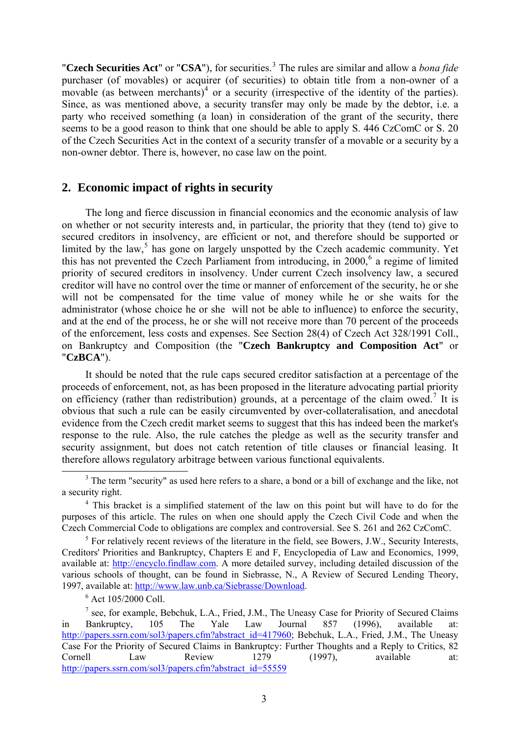"**Czech Securities Act**" or "**CSA**"), for securities.[3] The rules are similar and allow a *bona fide* purchaser (of movables) or acquirer (of securities) to obtain title from a non-owner of a movable (as between merchants)[4] or a security (irrespective of the identity of the parties). Since, as was mentioned above, a security transfer may only be made by the debtor, i.e. a party who received something (a loan) in consideration of the grant of the security, there seems to be a good reason to think that one should be able to apply S. 446 CzComC or S. 20 of the Czech Securities Act in the context of a security transfer of a movable or a security by a non-owner debtor. There is, however, no case law on the point.

## 2. Economic impact of rights in security

The long and fierce discussion in financial economics and the economic analysis of law on whether or not security interests and, in particular, the priority that they (tend to) give to secured creditors in insolvency, are efficient or not, and therefore should be supported or limited by the law,[5] has gone on largely unspotted by the Czech academic community. Yet this has not prevented the Czech Parliament from introducing, in 2000,[6] a regime of limited priority of secured creditors in insolvency. Under current Czech insolvency law, a secured creditor will have no control over the time or manner of enforcement of the security, he or she will not be compensated for the time value of money while he or she waits for the administrator (whose choice he or she will not be able to influence) to enforce the security, and at the end of the process, he or she will not receive more than 70 percent of the proceeds of the enforcement, less costs and expenses. See Section 28(4) of Czech Act 328/1991 Coll., on Bankruptcy and Composition (the "**Czech Bankruptcy and Composition Act**" or "**CzBCA**").

It should be noted that the rule caps secured creditor satisfaction at a percentage of the proceeds of enforcement, not, as has been proposed in the literature advocating partial priority on efficiency (rather than redistribution) grounds, at a percentage of the claim owed.[7] It is obvious that such a rule can be easily circumvented by over-collateralisation, and anecdotal evidence from the Czech credit market seems to suggest that this has indeed been the market's response to the rule. Also, the rule catches the pledge as well as the security transfer and security assignment, but does not catch retention of title clauses or financial leasing. It therefore allows regulatory arbitrage between various functional equivalents.

---

[3] The term "security" as used here refers to a share, a bond or a bill of exchange and the like, not a security right.

[4] This bracket is a simplified statement of the law on this point but will have to do for the purposes of this article. The rules on when one should apply the Czech Civil Code and when the Czech Commercial Code to obligations are complex and controversial. See S. 261 and 262 CzComC.

[5] For relatively recent reviews of the literature in the field, see Bowers, J.W., Security Interests, Creditors' Priorities and Bankruptcy, Chapters E and F, Encyclopedia of Law and Economics, 1999, available at: http://encyclo.findlaw.com. A more detailed survey, including detailed discussion of the various schools of thought, can be found in Siebrasse, N., A Review of Secured Lending Theory, 1997, available at: http://www.law.unb.ca/Siebrasse/Download.

[6] Act 105/2000 Coll.

[7] see, for example, Bebchuk, L.A., Fried, J.M., The Uneasy Case for Priority of Secured Claims in Bankruptcy, 105 The Yale Law Journal 857 (1996), available at: http://papers.ssrn.com/sol3/papers.cfm?abstract_id=417960; Bebchuk, L.A., Fried, J.M., The Uneasy Case For the Priority of Secured Claims in Bankruptcy: Further Thoughts and a Reply to Critics, 82 Cornell Law Review 1279 (1997), available at: http://papers.ssrn.com/sol3/papers.cfm?abstract_id=55559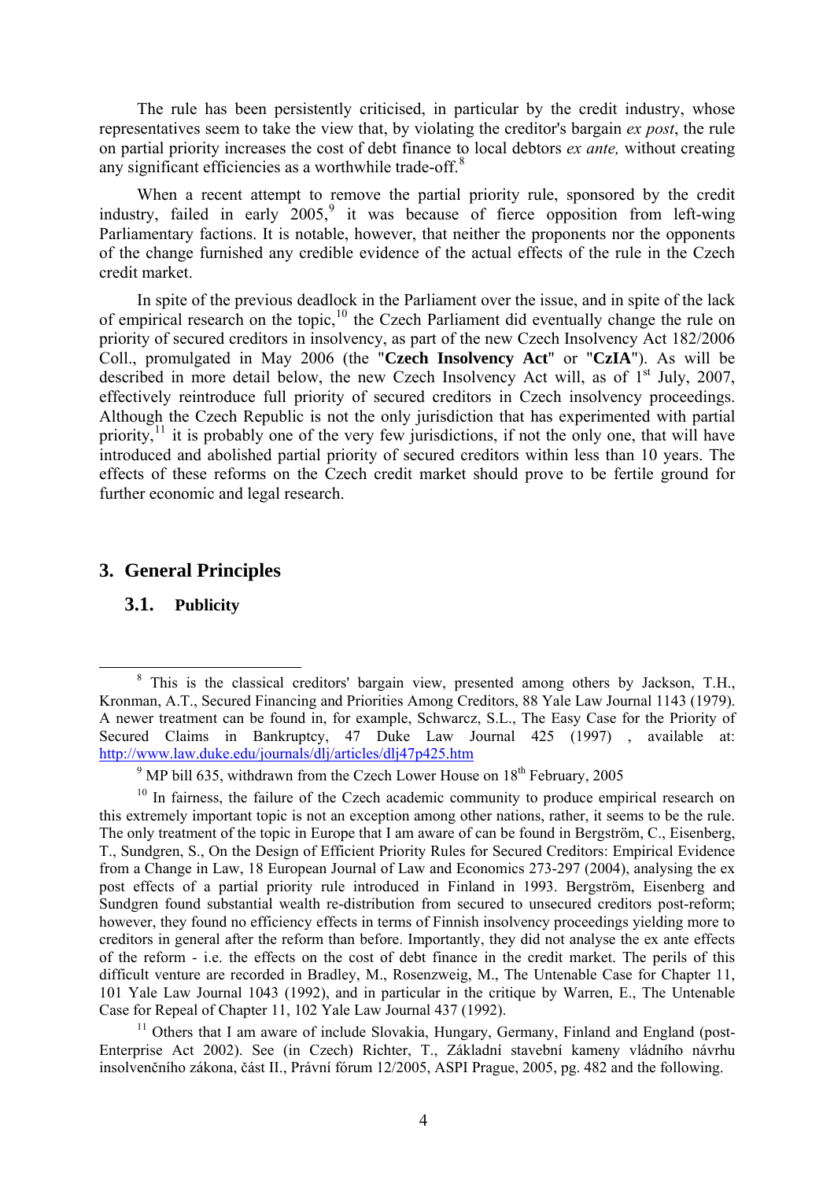The rule has been persistently criticised, in particular by the credit industry, whose representatives seem to take the view that, by violating the creditor's bargain *ex post*, the rule on partial priority increases the cost of debt finance to local debtors *ex ante,* without creating any significant efficiencies as a worthwhile trade-off.[8]

When a recent attempt to remove the partial priority rule, sponsored by the credit industry, failed in early 2005,[9] it was because of fierce opposition from left-wing Parliamentary factions. It is notable, however, that neither the proponents nor the opponents of the change furnished any credible evidence of the actual effects of the rule in the Czech credit market.

In spite of the previous deadlock in the Parliament over the issue, and in spite of the lack of empirical research on the topic,[10] the Czech Parliament did eventually change the rule on priority of secured creditors in insolvency, as part of the new Czech Insolvency Act 182/2006 Coll., promulgated in May 2006 (the "**Czech Insolvency Act**" or "**CzIA**"). As will be described in more detail below, the new Czech Insolvency Act will, as of 1st July, 2007, effectively reintroduce full priority of secured creditors in Czech insolvency proceedings. Although the Czech Republic is not the only jurisdiction that has experimented with partial priority,[11] it is probably one of the very few jurisdictions, if not the only one, that will have introduced and abolished partial priority of secured creditors within less than 10 years. The effects of these reforms on the Czech credit market should prove to be fertile ground for further economic and legal research.

## 3. General Principles

### 3.1. Publicity

---

[8] This is the classical creditors' bargain view, presented among others by Jackson, T.H., Kronman, A.T., Secured Financing and Priorities Among Creditors, 88 Yale Law Journal 1143 (1979). A newer treatment can be found in, for example, Schwarcz, S.L., The Easy Case for the Priority of Secured Claims in Bankruptcy, 47 Duke Law Journal 425 (1997) , available at: http://www.law.duke.edu/journals/dlj/articles/dlj47p425.htm

[9] MP bill 635, withdrawn from the Czech Lower House on 18th February, 2005

[10] In fairness, the failure of the Czech academic community to produce empirical research on this extremely important topic is not an exception among other nations, rather, it seems to be the rule. The only treatment of the topic in Europe that I am aware of can be found in Bergström, C., Eisenberg, T., Sundgren, S., On the Design of Efficient Priority Rules for Secured Creditors: Empirical Evidence from a Change in Law, 18 European Journal of Law and Economics 273-297 (2004), analysing the ex post effects of a partial priority rule introduced in Finland in 1993. Bergström, Eisenberg and Sundgren found substantial wealth re-distribution from secured to unsecured creditors post-reform; however, they found no efficiency effects in terms of Finnish insolvency proceedings yielding more to creditors in general after the reform than before. Importantly, they did not analyse the ex ante effects of the reform - i.e. the effects on the cost of debt finance in the credit market. The perils of this difficult venture are recorded in Bradley, M., Rosenzweig, M., The Untenable Case for Chapter 11, 101 Yale Law Journal 1043 (1992), and in particular in the critique by Warren, E., The Untenable Case for Repeal of Chapter 11, 102 Yale Law Journal 437 (1992).

[11] Others that I am aware of include Slovakia, Hungary, Germany, Finland and England (post-Enterprise Act 2002). See (in Czech) Richter, T., Základní stavební kameny vládního návrhu insolvenčního zákona, část II., Právní fórum 12/2005, ASPI Prague, 2005, pg. 482 and the following.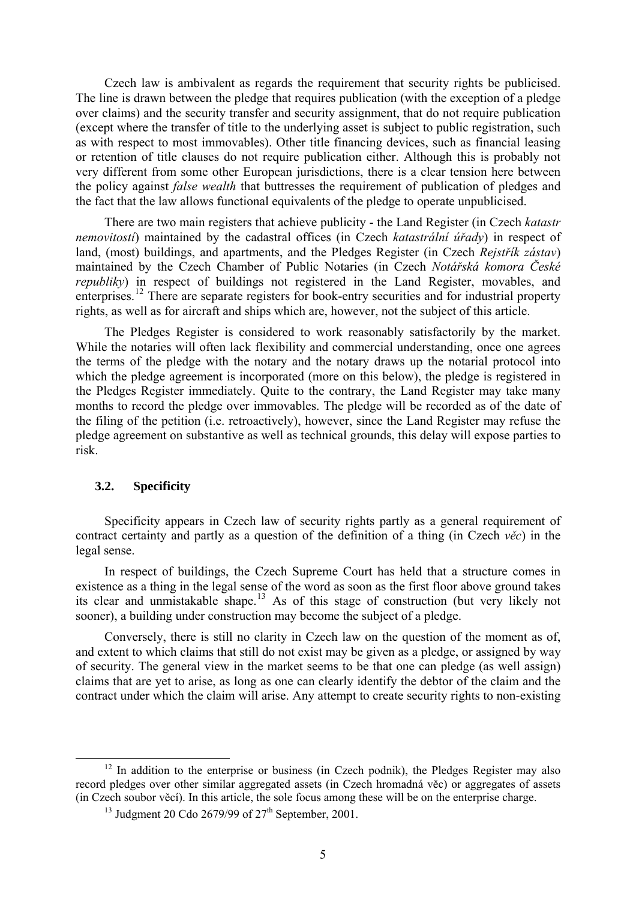Czech law is ambivalent as regards the requirement that security rights be publicised. The line is drawn between the pledge that requires publication (with the exception of a pledge over claims) and the security transfer and security assignment, that do not require publication (except where the transfer of title to the underlying asset is subject to public registration, such as with respect to most immovables). Other title financing devices, such as financial leasing or retention of title clauses do not require publication either. Although this is probably not very different from some other European jurisdictions, there is a clear tension here between the policy against *false wealth* that buttresses the requirement of publication of pledges and the fact that the law allows functional equivalents of the pledge to operate unpublicised.

There are two main registers that achieve publicity - the Land Register (in Czech *katastr nemovitostí*) maintained by the cadastral offices (in Czech *katastrální úřady*) in respect of land, (most) buildings, and apartments, and the Pledges Register (in Czech *Rejstřík zástav*) maintained by the Czech Chamber of Public Notaries (in Czech *Notářská komora České republiky*) in respect of buildings not registered in the Land Register, movables, and enterprises.[12] There are separate registers for book-entry securities and for industrial property rights, as well as for aircraft and ships which are, however, not the subject of this article.

The Pledges Register is considered to work reasonably satisfactorily by the market. While the notaries will often lack flexibility and commercial understanding, once one agrees the terms of the pledge with the notary and the notary draws up the notarial protocol into which the pledge agreement is incorporated (more on this below), the pledge is registered in the Pledges Register immediately. Quite to the contrary, the Land Register may take many months to record the pledge over immovables. The pledge will be recorded as of the date of the filing of the petition (i.e. retroactively), however, since the Land Register may refuse the pledge agreement on substantive as well as technical grounds, this delay will expose parties to risk.

### 3.2. Specificity

Specificity appears in Czech law of security rights partly as a general requirement of contract certainty and partly as a question of the definition of a thing (in Czech *věc*) in the legal sense.

In respect of buildings, the Czech Supreme Court has held that a structure comes in existence as a thing in the legal sense of the word as soon as the first floor above ground takes its clear and unmistakable shape.[13] As of this stage of construction (but very likely not sooner), a building under construction may become the subject of a pledge.

Conversely, there is still no clarity in Czech law on the question of the moment as of, and extent to which claims that still do not exist may be given as a pledge, or assigned by way of security. The general view in the market seems to be that one can pledge (as well assign) claims that are yet to arise, as long as one can clearly identify the debtor of the claim and the contract under which the claim will arise. Any attempt to create security rights to non-existing

---

[12] In addition to the enterprise or business (in Czech podnik), the Pledges Register may also record pledges over other similar aggregated assets (in Czech hromadná věc) or aggregates of assets (in Czech soubor věcí). In this article, the sole focus among these will be on the enterprise charge.

[13] Judgment 20 Cdo 2679/99 of 27th September, 2001.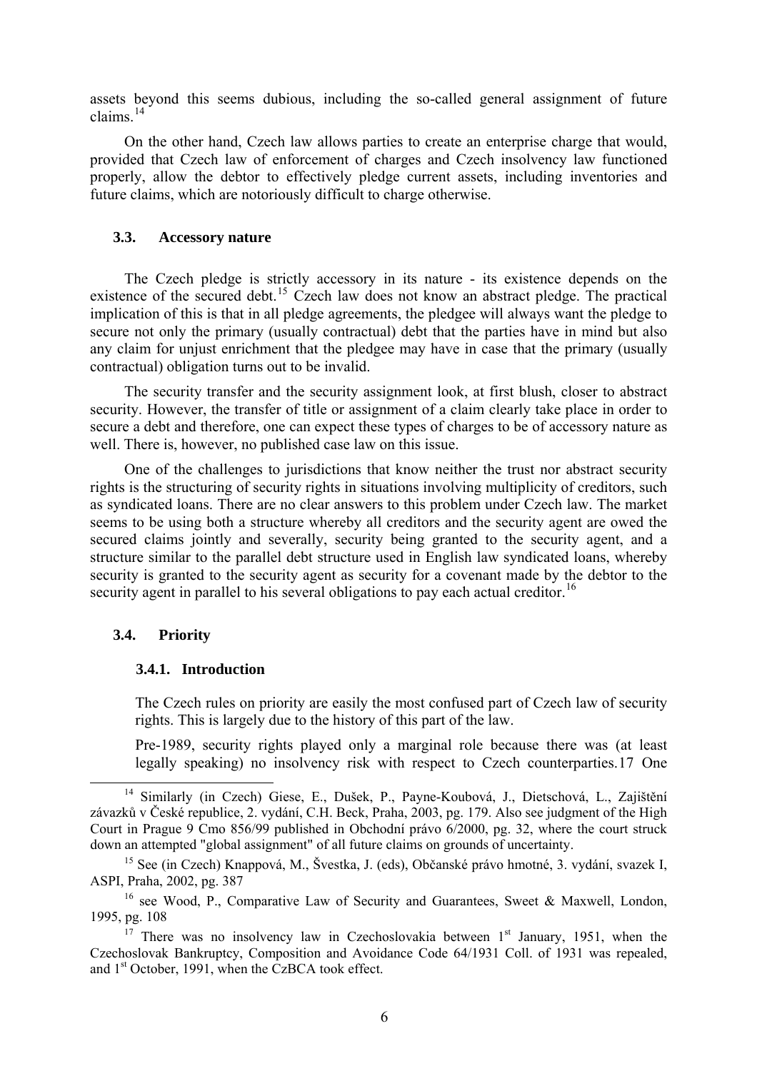assets beyond this seems dubious, including the so-called general assignment of future claims.[14]

On the other hand, Czech law allows parties to create an enterprise charge that would, provided that Czech law of enforcement of charges and Czech insolvency law functioned properly, allow the debtor to effectively pledge current assets, including inventories and future claims, which are notoriously difficult to charge otherwise.

### 3.3. Accessory nature

The Czech pledge is strictly accessory in its nature - its existence depends on the existence of the secured debt.[15] Czech law does not know an abstract pledge. The practical implication of this is that in all pledge agreements, the pledgee will always want the pledge to secure not only the primary (usually contractual) debt that the parties have in mind but also any claim for unjust enrichment that the pledgee may have in case that the primary (usually contractual) obligation turns out to be invalid.

The security transfer and the security assignment look, at first blush, closer to abstract security. However, the transfer of title or assignment of a claim clearly take place in order to secure a debt and therefore, one can expect these types of charges to be of accessory nature as well. There is, however, no published case law on this issue.

One of the challenges to jurisdictions that know neither the trust nor abstract security rights is the structuring of security rights in situations involving multiplicity of creditors, such as syndicated loans. There are no clear answers to this problem under Czech law. The market seems to be using both a structure whereby all creditors and the security agent are owed the secured claims jointly and severally, security being granted to the security agent, and a structure similar to the parallel debt structure used in English law syndicated loans, whereby security is granted to the security agent as security for a covenant made by the debtor to the security agent in parallel to his several obligations to pay each actual creditor.[16]

### 3.4. Priority

#### 3.4.1. Introduction

The Czech rules on priority are easily the most confused part of Czech law of security rights. This is largely due to the history of this part of the law.

Pre-1989, security rights played only a marginal role because there was (at least legally speaking) no insolvency risk with respect to Czech counterparties.[17] One

---

[14] Similarly (in Czech) Giese, E., Dušek, P., Payne-Koubová, J., Dietschová, L., Zajištění závazků v České republice, 2. vydání, C.H. Beck, Praha, 2003, pg. 179. Also see judgment of the High Court in Prague 9 Cmo 856/99 published in Obchodní právo 6/2000, pg. 32, where the court struck down an attempted "global assignment" of all future claims on grounds of uncertainty.

[15] See (in Czech) Knappová, M., Švestka, J. (eds), Občanské právo hmotné, 3. vydání, svazek I, ASPI, Praha, 2002, pg. 387

[16] see Wood, P., Comparative Law of Security and Guarantees, Sweet & Maxwell, London, 1995, pg. 108

[17] There was no insolvency law in Czechoslovakia between 1st January, 1951, when the Czechoslovak Bankruptcy, Composition and Avoidance Code 64/1931 Coll. of 1931 was repealed, and 1st October, 1991, when the CzBCA took effect.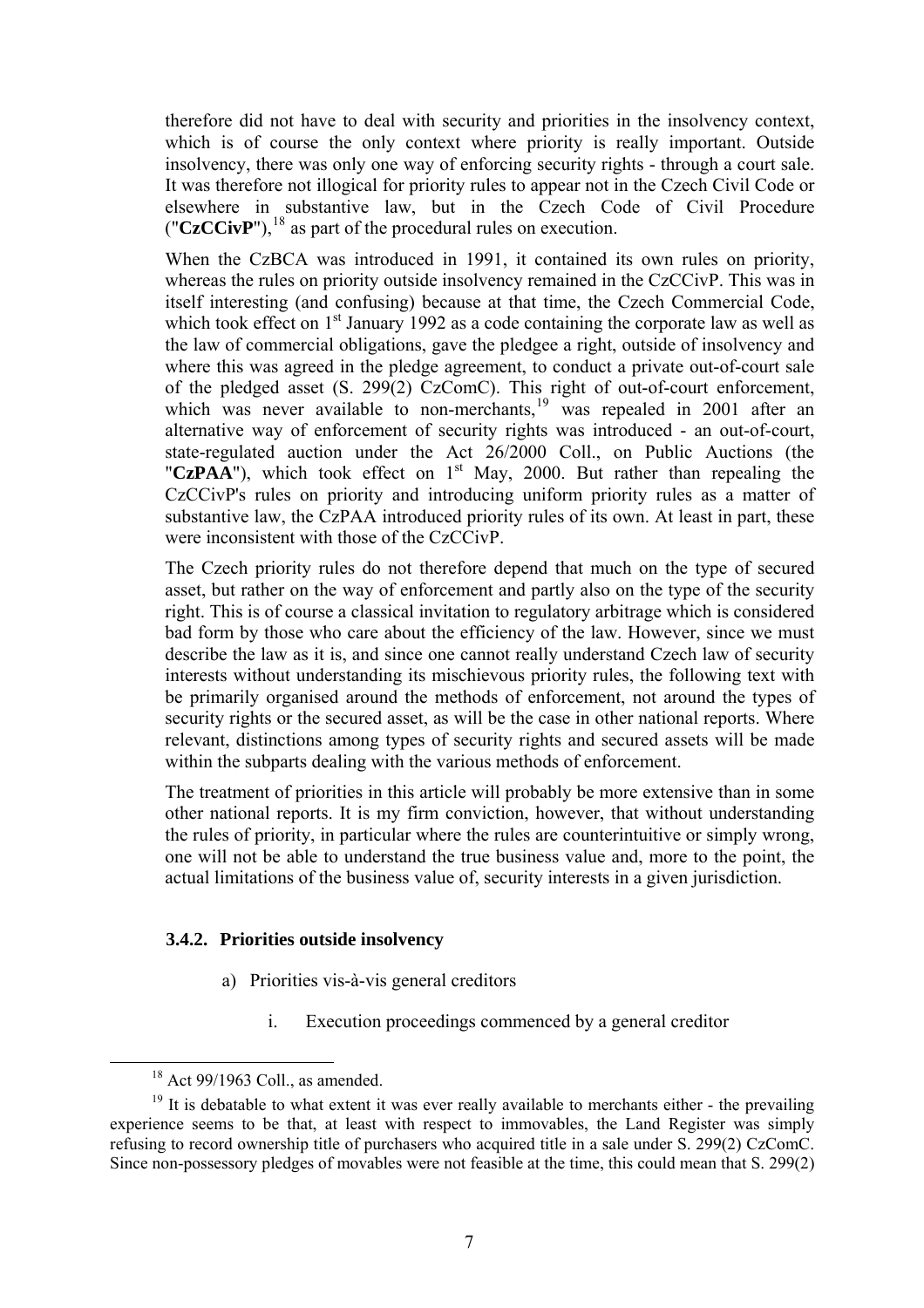therefore did not have to deal with security and priorities in the insolvency context, which is of course the only context where priority is really important. Outside insolvency, there was only one way of enforcing security rights - through a court sale. It was therefore not illogical for priority rules to appear not in the Czech Civil Code or elsewhere in substantive law, but in the Czech Code of Civil Procedure ("**CzCCivP**"),[18] as part of the procedural rules on execution.

When the CzBCA was introduced in 1991, it contained its own rules on priority, whereas the rules on priority outside insolvency remained in the CzCCivP. This was in itself interesting (and confusing) because at that time, the Czech Commercial Code, which took effect on 1st January 1992 as a code containing the corporate law as well as the law of commercial obligations, gave the pledgee a right, outside of insolvency and where this was agreed in the pledge agreement, to conduct a private out-of-court sale of the pledged asset (S. 299(2) CzComC). This right of out-of-court enforcement, which was never available to non-merchants,[19] was repealed in 2001 after an alternative way of enforcement of security rights was introduced - an out-of-court, state-regulated auction under the Act 26/2000 Coll., on Public Auctions (the "**CzPAA**"), which took effect on 1st May, 2000. But rather than repealing the CzCCivP's rules on priority and introducing uniform priority rules as a matter of substantive law, the CzPAA introduced priority rules of its own. At least in part, these were inconsistent with those of the CzCCivP.

The Czech priority rules do not therefore depend that much on the type of secured asset, but rather on the way of enforcement and partly also on the type of the security right. This is of course a classical invitation to regulatory arbitrage which is considered bad form by those who care about the efficiency of the law. However, since we must describe the law as it is, and since one cannot really understand Czech law of security interests without understanding its mischievous priority rules, the following text with be primarily organised around the methods of enforcement, not around the types of security rights or the secured asset, as will be the case in other national reports. Where relevant, distinctions among types of security rights and secured assets will be made within the subparts dealing with the various methods of enforcement.

The treatment of priorities in this article will probably be more extensive than in some other national reports. It is my firm conviction, however, that without understanding the rules of priority, in particular where the rules are counterintuitive or simply wrong, one will not be able to understand the true business value and, more to the point, the actual limitations of the business value of, security interests in a given jurisdiction.

### 3.4.2. Priorities outside insolvency

a) Priorities vis-à-vis general creditors

i. Execution proceedings commenced by a general creditor

---

[18] Act 99/1963 Coll., as amended.

[19] It is debatable to what extent it was ever really available to merchants either - the prevailing experience seems to be that, at least with respect to immovables, the Land Register was simply refusing to record ownership title of purchasers who acquired title in a sale under S. 299(2) CzComC. Since non-possessory pledges of movables were not feasible at the time, this could mean that S. 299(2)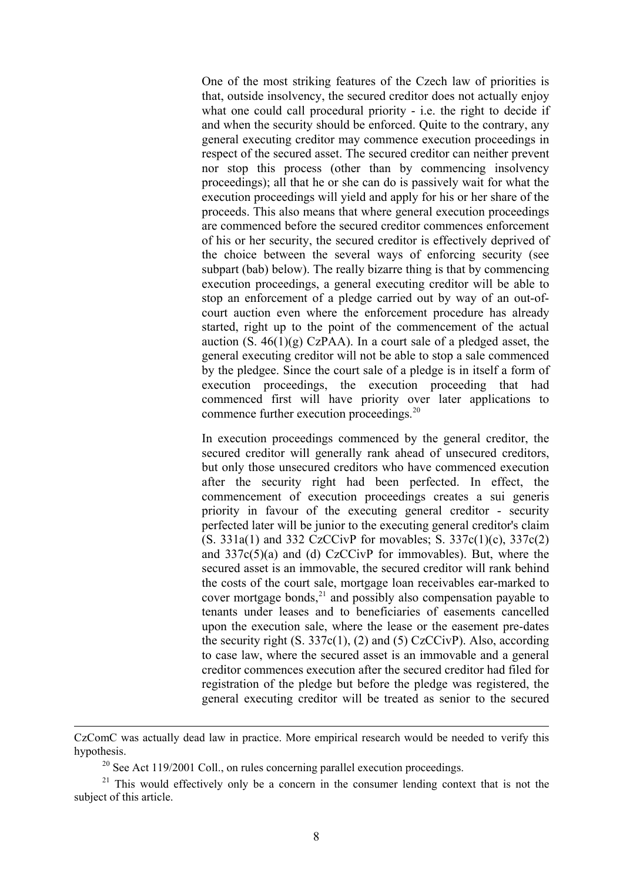One of the most striking features of the Czech law of priorities is that, outside insolvency, the secured creditor does not actually enjoy what one could call procedural priority - i.e. the right to decide if and when the security should be enforced. Quite to the contrary, any general executing creditor may commence execution proceedings in respect of the secured asset. The secured creditor can neither prevent nor stop this process (other than by commencing insolvency proceedings); all that he or she can do is passively wait for what the execution proceedings will yield and apply for his or her share of the proceeds. This also means that where general execution proceedings are commenced before the secured creditor commences enforcement of his or her security, the secured creditor is effectively deprived of the choice between the several ways of enforcing security (see subpart (bab) below). The really bizarre thing is that by commencing execution proceedings, a general executing creditor will be able to stop an enforcement of a pledge carried out by way of an out-of-court auction even where the enforcement procedure has already started, right up to the point of the commencement of the actual auction (S. 46(1)(g) CzPAA). In a court sale of a pledged asset, the general executing creditor will not be able to stop a sale commenced by the pledgee. Since the court sale of a pledge is in itself a form of execution proceedings, the execution proceeding that had commenced first will have priority over later applications to commence further execution proceedings.[20]

In execution proceedings commenced by the general creditor, the secured creditor will generally rank ahead of unsecured creditors, but only those unsecured creditors who have commenced execution after the security right had been perfected. In effect, the commencement of execution proceedings creates a sui generis priority in favour of the executing general creditor - security perfected later will be junior to the executing general creditor's claim (S. 331a(1) and 332 CzCCivP for movables; S. 337c(1)(c), 337c(2) and 337c(5)(a) and (d) CzCCivP for immovables). But, where the secured asset is an immovable, the secured creditor will rank behind the costs of the court sale, mortgage loan receivables ear-marked to cover mortgage bonds,[21] and possibly also compensation payable to tenants under leases and to beneficiaries of easements cancelled upon the execution sale, where the lease or the easement pre-dates the security right (S. 337c(1), (2) and (5) CzCCivP). Also, according to case law, where the secured asset is an immovable and a general creditor commences execution after the secured creditor had filed for registration of the pledge but before the pledge was registered, the general executing creditor will be treated as senior to the secured

---

CzComC was actually dead law in practice. More empirical research would be needed to verify this hypothesis.

[20] See Act 119/2001 Coll., on rules concerning parallel execution proceedings.

[21] This would effectively only be a concern in the consumer lending context that is not the subject of this article.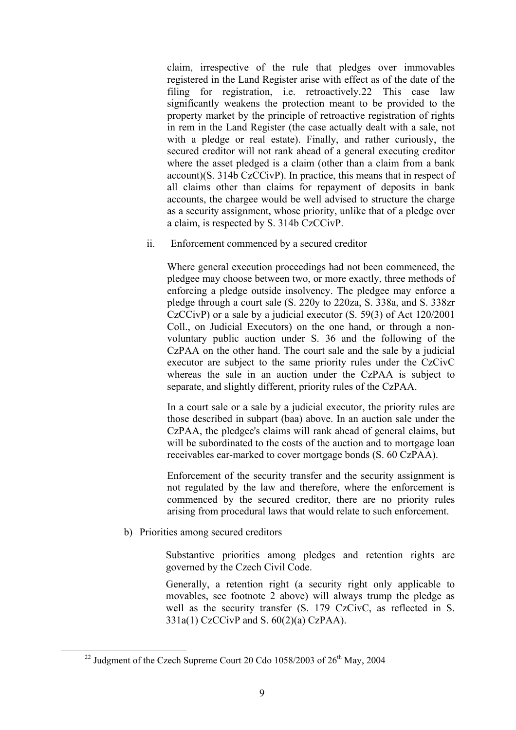claim, irrespective of the rule that pledges over immovables registered in the Land Register arise with effect as of the date of the filing for registration, i.e. retroactively.[22] This case law significantly weakens the protection meant to be provided to the property market by the principle of retroactive registration of rights in rem in the Land Register (the case actually dealt with a sale, not with a pledge or real estate). Finally, and rather curiously, the secured creditor will not rank ahead of a general executing creditor where the asset pledged is a claim (other than a claim from a bank account)(S. 314b CzCCivP). In practice, this means that in respect of all claims other than claims for repayment of deposits in bank accounts, the chargee would be well advised to structure the charge as a security assignment, whose priority, unlike that of a pledge over a claim, is respected by S. 314b CzCCivP.

ii. Enforcement commenced by a secured creditor

Where general execution proceedings had not been commenced, the pledgee may choose between two, or more exactly, three methods of enforcing a pledge outside insolvency. The pledgee may enforce a pledge through a court sale (S. 220y to 220za, S. 338a, and S. 338zr CzCCivP) or a sale by a judicial executor (S. 59(3) of Act 120/2001 Coll., on Judicial Executors) on the one hand, or through a non-voluntary public auction under S. 36 and the following of the CzPAA on the other hand. The court sale and the sale by a judicial executor are subject to the same priority rules under the CzCivC whereas the sale in an auction under the CzPAA is subject to separate, and slightly different, priority rules of the CzPAA.

In a court sale or a sale by a judicial executor, the priority rules are those described in subpart (baa) above. In an auction sale under the CzPAA, the pledgee's claims will rank ahead of general claims, but will be subordinated to the costs of the auction and to mortgage loan receivables ear-marked to cover mortgage bonds (S. 60 CzPAA).

Enforcement of the security transfer and the security assignment is not regulated by the law and therefore, where the enforcement is commenced by the secured creditor, there are no priority rules arising from procedural laws that would relate to such enforcement.

b) Priorities among secured creditors

Substantive priorities among pledges and retention rights are governed by the Czech Civil Code.

Generally, a retention right (a security right only applicable to movables, see footnote 2 above) will always trump the pledge as well as the security transfer (S. 179 CzCivC, as reflected in S. 331a(1) CzCCivP and S. 60(2)(a) CzPAA).

---

[22] Judgment of the Czech Supreme Court 20 Cdo 1058/2003 of 26th May, 2004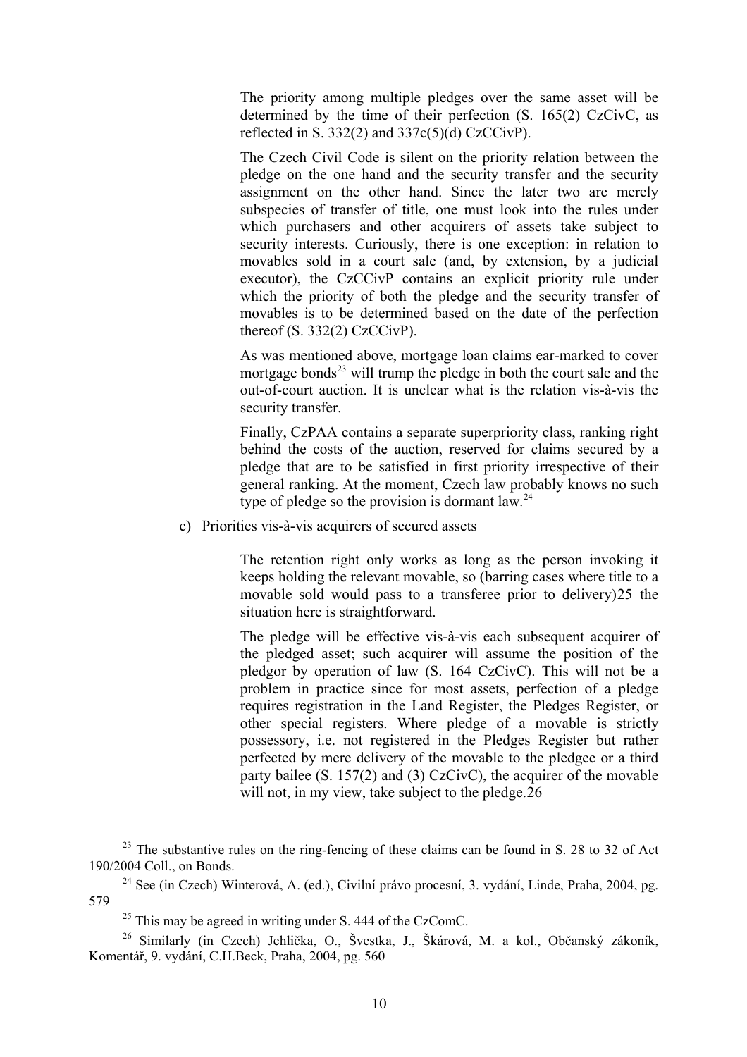The priority among multiple pledges over the same asset will be determined by the time of their perfection (S. 165(2) CzCivC, as reflected in S. 332(2) and 337c(5)(d) CzCCivP).

The Czech Civil Code is silent on the priority relation between the pledge on the one hand and the security transfer and the security assignment on the other hand. Since the later two are merely subspecies of transfer of title, one must look into the rules under which purchasers and other acquirers of assets take subject to security interests. Curiously, there is one exception: in relation to movables sold in a court sale (and, by extension, by a judicial executor), the CzCCivP contains an explicit priority rule under which the priority of both the pledge and the security transfer of movables is to be determined based on the date of the perfection thereof (S. 332(2) CzCCivP).

As was mentioned above, mortgage loan claims ear-marked to cover mortgage bonds[23] will trump the pledge in both the court sale and the out-of-court auction. It is unclear what is the relation vis-à-vis the security transfer.

Finally, CzPAA contains a separate superpriority class, ranking right behind the costs of the auction, reserved for claims secured by a pledge that are to be satisfied in first priority irrespective of their general ranking. At the moment, Czech law probably knows no such type of pledge so the provision is dormant law.[24]

c) Priorities vis-à-vis acquirers of secured assets

The retention right only works as long as the person invoking it keeps holding the relevant movable, so (barring cases where title to a movable sold would pass to a transferee prior to delivery)[25] the situation here is straightforward.

The pledge will be effective vis-à-vis each subsequent acquirer of the pledged asset; such acquirer will assume the position of the pledgor by operation of law (S. 164 CzCivC). This will not be a problem in practice since for most assets, perfection of a pledge requires registration in the Land Register, the Pledges Register, or other special registers. Where pledge of a movable is strictly possessory, i.e. not registered in the Pledges Register but rather perfected by mere delivery of the movable to the pledgee or a third party bailee (S. 157(2) and (3) CzCivC), the acquirer of the movable will not, in my view, take subject to the pledge.[26]

---

[23] The substantive rules on the ring-fencing of these claims can be found in S. 28 to 32 of Act 190/2004 Coll., on Bonds.

[24] See (in Czech) Winterová, A. (ed.), Civilní právo procesní, 3. vydání, Linde, Praha, 2004, pg. 579

[25] This may be agreed in writing under S. 444 of the CzComC.

[26] Similarly (in Czech) Jehlička, O., Švestka, J., Škárová, M. a kol., Občanský zákoník, Komentář, 9. vydání, C.H.Beck, Praha, 2004, pg. 560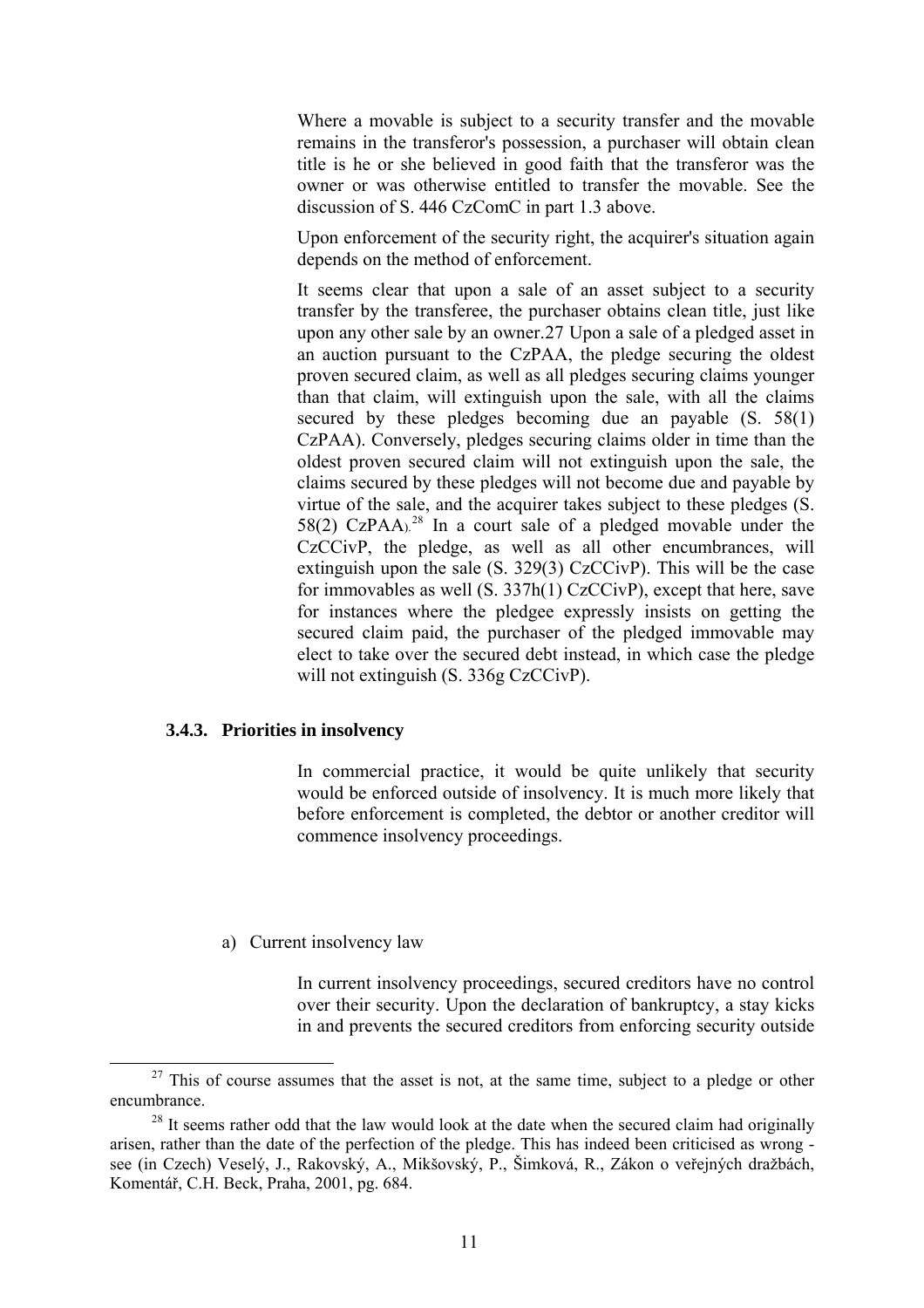Where a movable is subject to a security transfer and the movable remains in the transferor's possession, a purchaser will obtain clean title is he or she believed in good faith that the transferor was the owner or was otherwise entitled to transfer the movable. See the discussion of S. 446 CzComC in part 1.3 above.

Upon enforcement of the security right, the acquirer's situation again depends on the method of enforcement.

It seems clear that upon a sale of an asset subject to a security transfer by the transferee, the purchaser obtains clean title, just like upon any other sale by an owner.27 Upon a sale of a pledged asset in an auction pursuant to the CzPAA, the pledge securing the oldest proven secured claim, as well as all pledges securing claims younger than that claim, will extinguish upon the sale, with all the claims secured by these pledges becoming due an payable (S. 58(1) CzPAA). Conversely, pledges securing claims older in time than the oldest proven secured claim will not extinguish upon the sale, the claims secured by these pledges will not become due and payable by virtue of the sale, and the acquirer takes subject to these pledges (S. 58(2) CzPAA).[28] In a court sale of a pledged movable under the CzCCivP, the pledge, as well as all other encumbrances, will extinguish upon the sale (S. 329(3) CzCCivP). This will be the case for immovables as well (S. 337h(1) CzCCivP), except that here, save for instances where the pledgee expressly insists on getting the secured claim paid, the purchaser of the pledged immovable may elect to take over the secured debt instead, in which case the pledge will not extinguish (S. 336g CzCCivP).

### 3.4.3. Priorities in insolvency

In commercial practice, it would be quite unlikely that security would be enforced outside of insolvency. It is much more likely that before enforcement is completed, the debtor or another creditor will commence insolvency proceedings.

a) Current insolvency law

In current insolvency proceedings, secured creditors have no control over their security. Upon the declaration of bankruptcy, a stay kicks in and prevents the secured creditors from enforcing security outside

[27] This of course assumes that the asset is not, at the same time, subject to a pledge or other encumbrance.

[28] It seems rather odd that the law would look at the date when the secured claim had originally arisen, rather than the date of the perfection of the pledge. This has indeed been criticised as wrong - see (in Czech) Veselý, J., Rakovský, A., Mikšovský, P., Šimková, R., Zákon o veřejných dražbách, Komentář, C.H. Beck, Praha, 2001, pg. 684.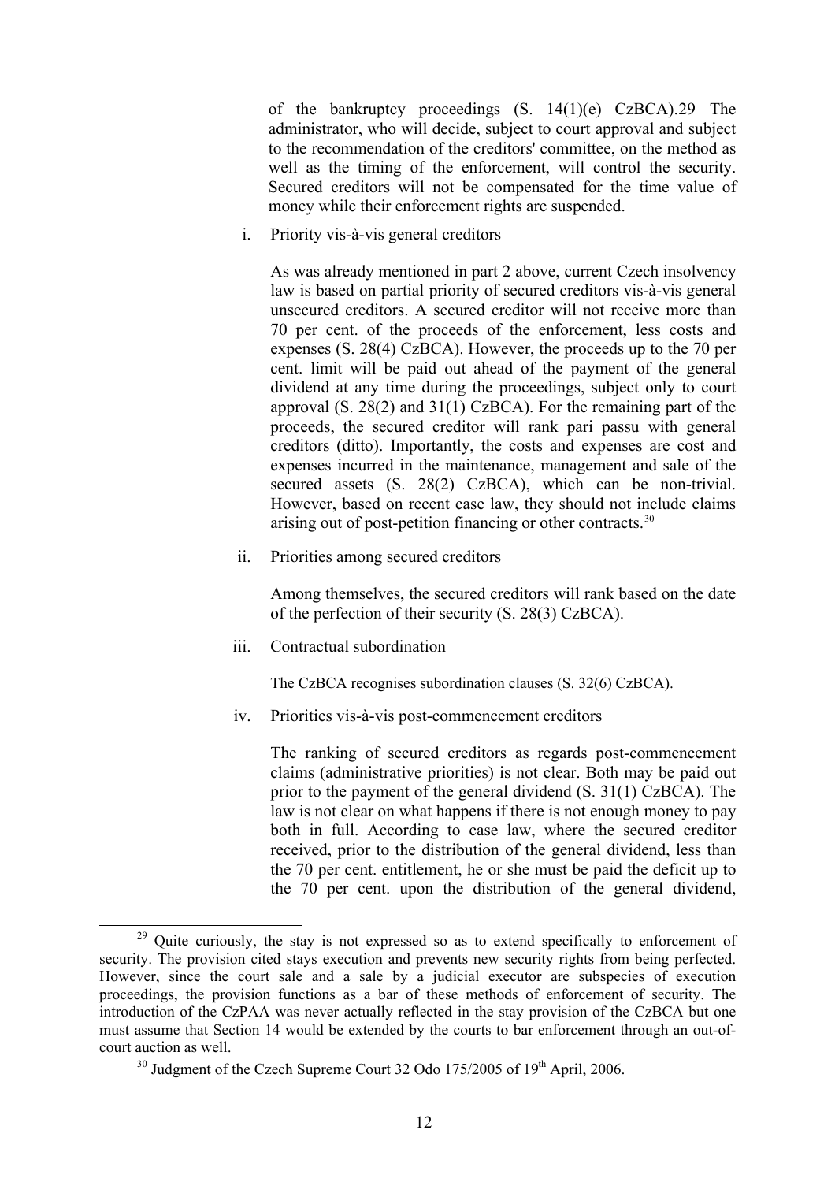of the bankruptcy proceedings (S. 14(1)(e) CzBCA).29 The administrator, who will decide, subject to court approval and subject to the recommendation of the creditors' committee, on the method as well as the timing of the enforcement, will control the security. Secured creditors will not be compensated for the time value of money while their enforcement rights are suspended.

i. Priority vis-à-vis general creditors

As was already mentioned in part 2 above, current Czech insolvency law is based on partial priority of secured creditors vis-à-vis general unsecured creditors. A secured creditor will not receive more than 70 per cent. of the proceeds of the enforcement, less costs and expenses (S. 28(4) CzBCA). However, the proceeds up to the 70 per cent. limit will be paid out ahead of the payment of the general dividend at any time during the proceedings, subject only to court approval (S. 28(2) and 31(1) CzBCA). For the remaining part of the proceeds, the secured creditor will rank pari passu with general creditors (ditto). Importantly, the costs and expenses are cost and expenses incurred in the maintenance, management and sale of the secured assets (S. 28(2) CzBCA), which can be non-trivial. However, based on recent case law, they should not include claims arising out of post-petition financing or other contracts.[30]

ii. Priorities among secured creditors

Among themselves, the secured creditors will rank based on the date of the perfection of their security (S. 28(3) CzBCA).

iii. Contractual subordination

The CzBCA recognises subordination clauses (S. 32(6) CzBCA).

iv. Priorities vis-à-vis post-commencement creditors

The ranking of secured creditors as regards post-commencement claims (administrative priorities) is not clear. Both may be paid out prior to the payment of the general dividend (S. 31(1) CzBCA). The law is not clear on what happens if there is not enough money to pay both in full. According to case law, where the secured creditor received, prior to the distribution of the general dividend, less than the 70 per cent. entitlement, he or she must be paid the deficit up to the 70 per cent. upon the distribution of the general dividend,

---

[29] Quite curiously, the stay is not expressed so as to extend specifically to enforcement of security. The provision cited stays execution and prevents new security rights from being perfected. However, since the court sale and a sale by a judicial executor are subspecies of execution proceedings, the provision functions as a bar of these methods of enforcement of security. The introduction of the CzPAA was never actually reflected in the stay provision of the CzBCA but one must assume that Section 14 would be extended by the courts to bar enforcement through an out-of-court auction as well.

[30] Judgment of the Czech Supreme Court 32 Odo 175/2005 of 19th April, 2006.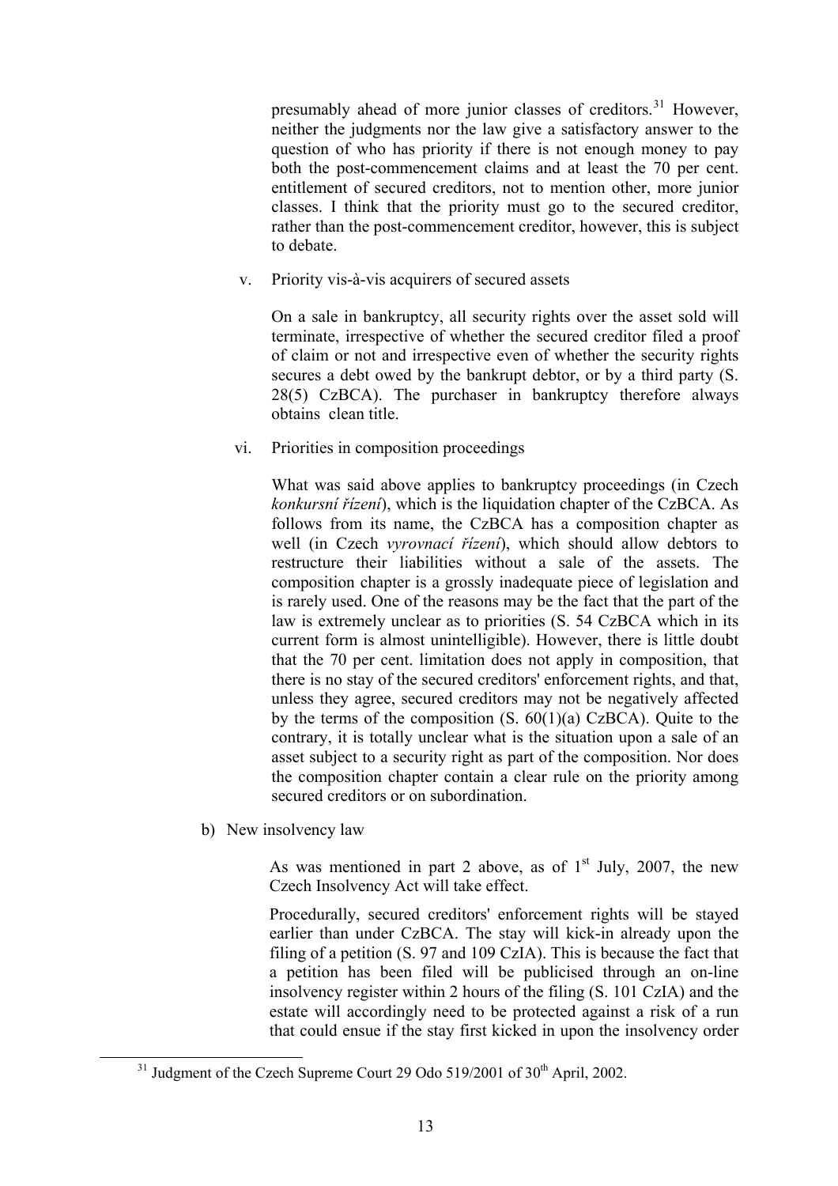presumably ahead of more junior classes of creditors.[31] However, neither the judgments nor the law give a satisfactory answer to the question of who has priority if there is not enough money to pay both the post-commencement claims and at least the 70 per cent. entitlement of secured creditors, not to mention other, more junior classes. I think that the priority must go to the secured creditor, rather than the post-commencement creditor, however, this is subject to debate.

v. Priority vis-à-vis acquirers of secured assets

On a sale in bankruptcy, all security rights over the asset sold will terminate, irrespective of whether the secured creditor filed a proof of claim or not and irrespective even of whether the security rights secures a debt owed by the bankrupt debtor, or by a third party (S. 28(5) CzBCA). The purchaser in bankruptcy therefore always obtains clean title.

vi. Priorities in composition proceedings

What was said above applies to bankruptcy proceedings (in Czech *konkursní řízení*), which is the liquidation chapter of the CzBCA. As follows from its name, the CzBCA has a composition chapter as well (in Czech *vyrovnací řízení*), which should allow debtors to restructure their liabilities without a sale of the assets. The composition chapter is a grossly inadequate piece of legislation and is rarely used. One of the reasons may be the fact that the part of the law is extremely unclear as to priorities (S. 54 CzBCA which in its current form is almost unintelligible). However, there is little doubt that the 70 per cent. limitation does not apply in composition, that there is no stay of the secured creditors' enforcement rights, and that, unless they agree, secured creditors may not be negatively affected by the terms of the composition (S. 60(1)(a) CzBCA). Quite to the contrary, it is totally unclear what is the situation upon a sale of an asset subject to a security right as part of the composition. Nor does the composition chapter contain a clear rule on the priority among secured creditors or on subordination.

b) New insolvency law

As was mentioned in part 2 above, as of 1st July, 2007, the new Czech Insolvency Act will take effect.

Procedurally, secured creditors' enforcement rights will be stayed earlier than under CzBCA. The stay will kick-in already upon the filing of a petition (S. 97 and 109 CzIA). This is because the fact that a petition has been filed will be publicised through an on-line insolvency register within 2 hours of the filing (S. 101 CzIA) and the estate will accordingly need to be protected against a risk of a run that could ensue if the stay first kicked in upon the insolvency order

[31] Judgment of the Czech Supreme Court 29 Odo 519/2001 of 30th April, 2002.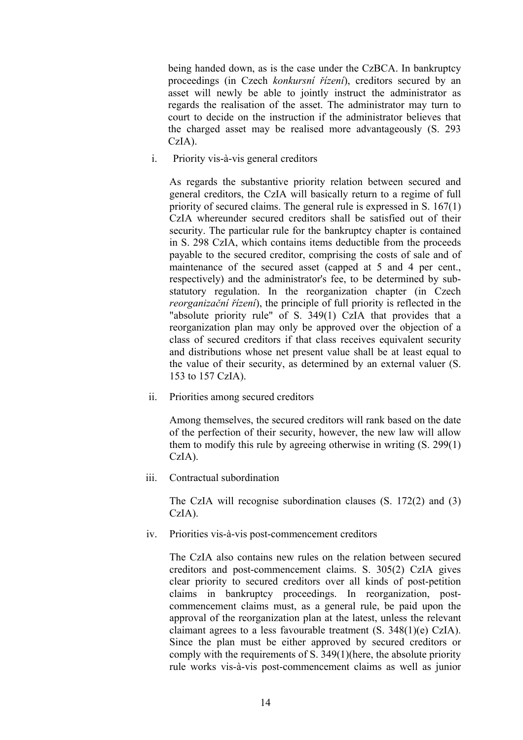being handed down, as is the case under the CzBCA. In bankruptcy proceedings (in Czech *konkursní řízení*), creditors secured by an asset will newly be able to jointly instruct the administrator as regards the realisation of the asset. The administrator may turn to court to decide on the instruction if the administrator believes that the charged asset may be realised more advantageously (S. 293 CzIA).

i. Priority vis-à-vis general creditors

As regards the substantive priority relation between secured and general creditors, the CzIA will basically return to a regime of full priority of secured claims. The general rule is expressed in S. 167(1) CzIA whereunder secured creditors shall be satisfied out of their security. The particular rule for the bankruptcy chapter is contained in S. 298 CzIA, which contains items deductible from the proceeds payable to the secured creditor, comprising the costs of sale and of maintenance of the secured asset (capped at 5 and 4 per cent., respectively) and the administrator's fee, to be determined by sub-statutory regulation. In the reorganization chapter (in Czech *reorganizační řízení*), the principle of full priority is reflected in the "absolute priority rule" of S. 349(1) CzIA that provides that a reorganization plan may only be approved over the objection of a class of secured creditors if that class receives equivalent security and distributions whose net present value shall be at least equal to the value of their security, as determined by an external valuer (S. 153 to 157 CzIA).

ii. Priorities among secured creditors

Among themselves, the secured creditors will rank based on the date of the perfection of their security, however, the new law will allow them to modify this rule by agreeing otherwise in writing (S. 299(1) CzIA).

iii. Contractual subordination

The CzIA will recognise subordination clauses (S. 172(2) and (3) CzIA).

iv. Priorities vis-à-vis post-commencement creditors

The CzIA also contains new rules on the relation between secured creditors and post-commencement claims. S. 305(2) CzIA gives clear priority to secured creditors over all kinds of post-petition claims in bankruptcy proceedings. In reorganization, post-commencement claims must, as a general rule, be paid upon the approval of the reorganization plan at the latest, unless the relevant claimant agrees to a less favourable treatment (S. 348(1)(e) CzIA). Since the plan must be either approved by secured creditors or comply with the requirements of S. 349(1)(here, the absolute priority rule works vis-à-vis post-commencement claims as well as junior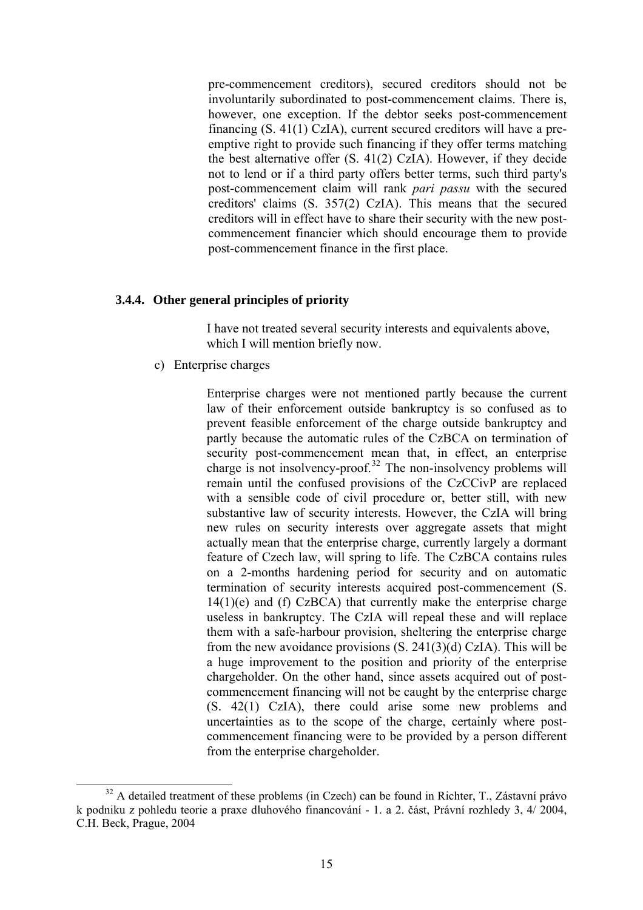pre-commencement creditors), secured creditors should not be involuntarily subordinated to post-commencement claims. There is, however, one exception. If the debtor seeks post-commencement financing (S. 41(1) CzIA), current secured creditors will have a pre-emptive right to provide such financing if they offer terms matching the best alternative offer (S. 41(2) CzIA). However, if they decide not to lend or if a third party offers better terms, such third party's post-commencement claim will rank *pari passu* with the secured creditors' claims (S. 357(2) CzIA). This means that the secured creditors will in effect have to share their security with the new post-commencement financier which should encourage them to provide post-commencement finance in the first place.

### 3.4.4. Other general principles of priority

I have not treated several security interests and equivalents above, which I will mention briefly now.

c) Enterprise charges

Enterprise charges were not mentioned partly because the current law of their enforcement outside bankruptcy is so confused as to prevent feasible enforcement of the charge outside bankruptcy and partly because the automatic rules of the CzBCA on termination of security post-commencement mean that, in effect, an enterprise charge is not insolvency-proof.[32] The non-insolvency problems will remain until the confused provisions of the CzCCivP are replaced with a sensible code of civil procedure or, better still, with new substantive law of security interests. However, the CzIA will bring new rules on security interests over aggregate assets that might actually mean that the enterprise charge, currently largely a dormant feature of Czech law, will spring to life. The CzBCA contains rules on a 2-months hardening period for security and on automatic termination of security interests acquired post-commencement (S. 14(1)(e) and (f) CzBCA) that currently make the enterprise charge useless in bankruptcy. The CzIA will repeal these and will replace them with a safe-harbour provision, sheltering the enterprise charge from the new avoidance provisions (S. 241(3)(d) CzIA). This will be a huge improvement to the position and priority of the enterprise chargeholder. On the other hand, since assets acquired out of post-commencement financing will not be caught by the enterprise charge (S. 42(1) CzIA), there could arise some new problems and uncertainties as to the scope of the charge, certainly where post-commencement financing were to be provided by a person different from the enterprise chargeholder.

[32] A detailed treatment of these problems (in Czech) can be found in Richter, T., Zástavní právo k podniku z pohledu teorie a praxe dluhového financování - 1. a 2. část, Právní rozhledy 3, 4/ 2004, C.H. Beck, Prague, 2004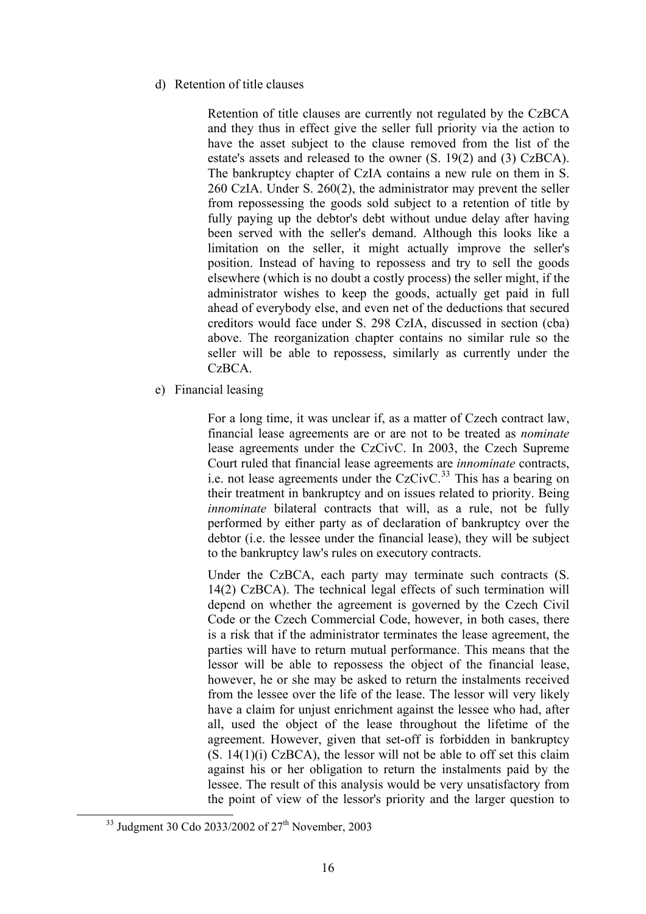d) Retention of title clauses

Retention of title clauses are currently not regulated by the CzBCA and they thus in effect give the seller full priority via the action to have the asset subject to the clause removed from the list of the estate's assets and released to the owner (S. 19(2) and (3) CzBCA). The bankruptcy chapter of CzIA contains a new rule on them in S. 260 CzIA. Under S. 260(2), the administrator may prevent the seller from repossessing the goods sold subject to a retention of title by fully paying up the debtor's debt without undue delay after having been served with the seller's demand. Although this looks like a limitation on the seller, it might actually improve the seller's position. Instead of having to repossess and try to sell the goods elsewhere (which is no doubt a costly process) the seller might, if the administrator wishes to keep the goods, actually get paid in full ahead of everybody else, and even net of the deductions that secured creditors would face under S. 298 CzIA, discussed in section (cba) above. The reorganization chapter contains no similar rule so the seller will be able to repossess, similarly as currently under the CzBCA.

e) Financial leasing

For a long time, it was unclear if, as a matter of Czech contract law, financial lease agreements are or are not to be treated as *nominate* lease agreements under the CzCivC. In 2003, the Czech Supreme Court ruled that financial lease agreements are *innominate* contracts, i.e. not lease agreements under the CzCivC.[33] This has a bearing on their treatment in bankruptcy and on issues related to priority. Being *innominate* bilateral contracts that will, as a rule, not be fully performed by either party as of declaration of bankruptcy over the debtor (i.e. the lessee under the financial lease), they will be subject to the bankruptcy law's rules on executory contracts.

Under the CzBCA, each party may terminate such contracts (S. 14(2) CzBCA). The technical legal effects of such termination will depend on whether the agreement is governed by the Czech Civil Code or the Czech Commercial Code, however, in both cases, there is a risk that if the administrator terminates the lease agreement, the parties will have to return mutual performance. This means that the lessor will be able to repossess the object of the financial lease, however, he or she may be asked to return the instalments received from the lessee over the life of the lease. The lessor will very likely have a claim for unjust enrichment against the lessee who had, after all, used the object of the lease throughout the lifetime of the agreement. However, given that set-off is forbidden in bankruptcy (S. 14(1)(i) CzBCA), the lessor will not be able to off set this claim against his or her obligation to return the instalments paid by the lessee. The result of this analysis would be very unsatisfactory from the point of view of the lessor's priority and the larger question to

[33] Judgment 30 Cdo 2033/2002 of 27th November, 2003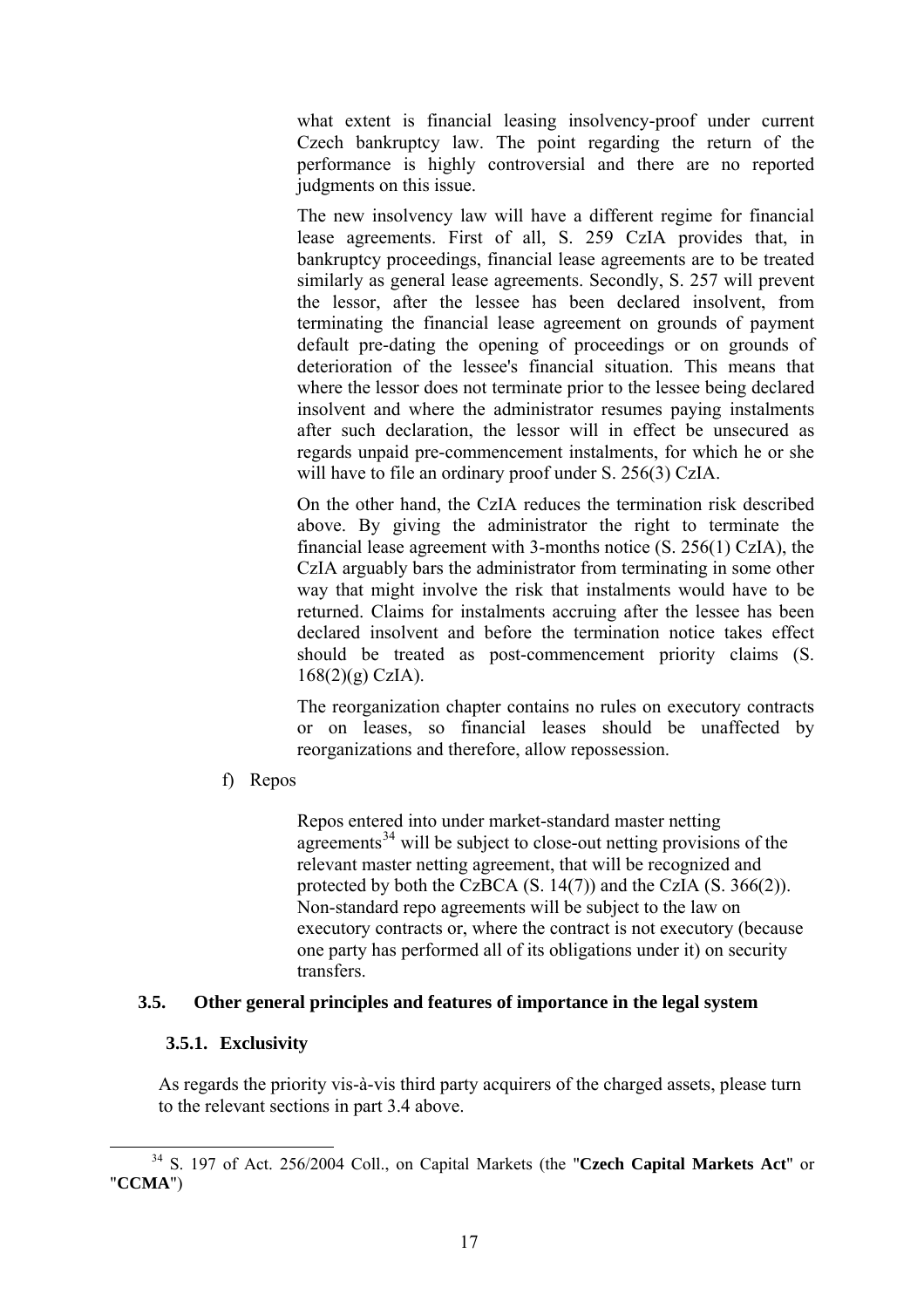what extent is financial leasing insolvency-proof under current Czech bankruptcy law. The point regarding the return of the performance is highly controversial and there are no reported judgments on this issue.

The new insolvency law will have a different regime for financial lease agreements. First of all, S. 259 CzIA provides that, in bankruptcy proceedings, financial lease agreements are to be treated similarly as general lease agreements. Secondly, S. 257 will prevent the lessor, after the lessee has been declared insolvent, from terminating the financial lease agreement on grounds of payment default pre-dating the opening of proceedings or on grounds of deterioration of the lessee's financial situation. This means that where the lessor does not terminate prior to the lessee being declared insolvent and where the administrator resumes paying instalments after such declaration, the lessor will in effect be unsecured as regards unpaid pre-commencement instalments, for which he or she will have to file an ordinary proof under S. 256(3) CzIA.

On the other hand, the CzIA reduces the termination risk described above. By giving the administrator the right to terminate the financial lease agreement with 3-months notice (S. 256(1) CzIA), the CzIA arguably bars the administrator from terminating in some other way that might involve the risk that instalments would have to be returned. Claims for instalments accruing after the lessee has been declared insolvent and before the termination notice takes effect should be treated as post-commencement priority claims (S. 168(2)(g) CzIA).

The reorganization chapter contains no rules on executory contracts or on leases, so financial leases should be unaffected by reorganizations and therefore, allow repossession.

f) Repos

Repos entered into under market-standard master netting agreements[34] will be subject to close-out netting provisions of the relevant master netting agreement, that will be recognized and protected by both the CzBCA (S. 14(7)) and the CzIA (S. 366(2)). Non-standard repo agreements will be subject to the law on executory contracts or, where the contract is not executory (because one party has performed all of its obligations under it) on security transfers.

### 3.5. Other general principles and features of importance in the legal system

#### 3.5.1. Exclusivity

As regards the priority vis-à-vis third party acquirers of the charged assets, please turn to the relevant sections in part 3.4 above.

[34] S. 197 of Act. 256/2004 Coll., on Capital Markets (the "**Czech Capital Markets Act**" or "**CCMA**")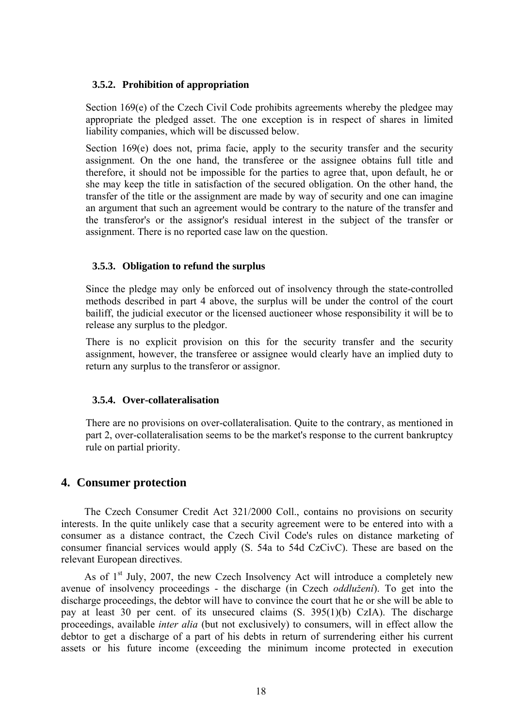### 3.5.2. Prohibition of appropriation

Section 169(e) of the Czech Civil Code prohibits agreements whereby the pledgee may appropriate the pledged asset. The one exception is in respect of shares in limited liability companies, which will be discussed below.

Section 169(e) does not, prima facie, apply to the security transfer and the security assignment. On the one hand, the transferee or the assignee obtains full title and therefore, it should not be impossible for the parties to agree that, upon default, he or she may keep the title in satisfaction of the secured obligation. On the other hand, the transfer of the title or the assignment are made by way of security and one can imagine an argument that such an agreement would be contrary to the nature of the transfer and the transferor's or the assignor's residual interest in the subject of the transfer or assignment. There is no reported case law on the question.

### 3.5.3. Obligation to refund the surplus

Since the pledge may only be enforced out of insolvency through the state-controlled methods described in part 4 above, the surplus will be under the control of the court bailiff, the judicial executor or the licensed auctioneer whose responsibility it will be to release any surplus to the pledgor.

There is no explicit provision on this for the security transfer and the security assignment, however, the transferee or assignee would clearly have an implied duty to return any surplus to the transferor or assignor.

### 3.5.4. Over-collateralisation

There are no provisions on over-collateralisation. Quite to the contrary, as mentioned in part 2, over-collateralisation seems to be the market's response to the current bankruptcy rule on partial priority.

## 4. Consumer protection

The Czech Consumer Credit Act 321/2000 Coll., contains no provisions on security interests. In the quite unlikely case that a security agreement were to be entered into with a consumer as a distance contract, the Czech Civil Code's rules on distance marketing of consumer financial services would apply (S. 54a to 54d CzCivC). These are based on the relevant European directives.

As of 1st July, 2007, the new Czech Insolvency Act will introduce a completely new avenue of insolvency proceedings - the discharge (in Czech *oddlužení*). To get into the discharge proceedings, the debtor will have to convince the court that he or she will be able to pay at least 30 per cent. of its unsecured claims (S. 395(1)(b) CzIA). The discharge proceedings, available *inter alia* (but not exclusively) to consumers, will in effect allow the debtor to get a discharge of a part of his debts in return of surrendering either his current assets or his future income (exceeding the minimum income protected in execution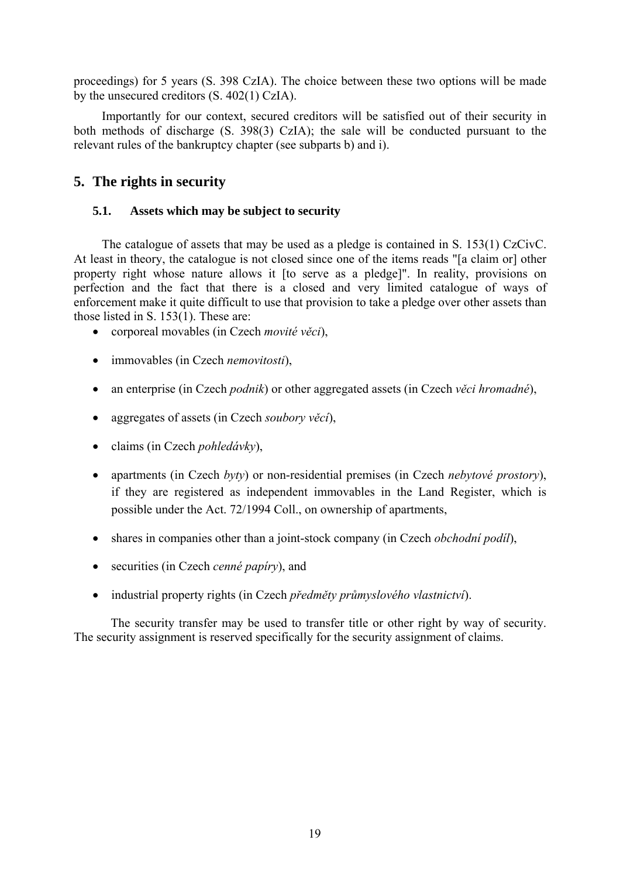proceedings) for 5 years (S. 398 CzIA). The choice between these two options will be made by the unsecured creditors (S. 402(1) CzIA).

Importantly for our context, secured creditors will be satisfied out of their security in both methods of discharge (S. 398(3) CzIA); the sale will be conducted pursuant to the relevant rules of the bankruptcy chapter (see subparts b) and i).

## 5. The rights in security

### 5.1. Assets which may be subject to security

The catalogue of assets that may be used as a pledge is contained in S. 153(1) CzCivC. At least in theory, the catalogue is not closed since one of the items reads "[a claim or] other property right whose nature allows it [to serve as a pledge]". In reality, provisions on perfection and the fact that there is a closed and very limited catalogue of ways of enforcement make it quite difficult to use that provision to take a pledge over other assets than those listed in S. 153(1). These are:

- corporeal movables (in Czech *movité věci*),
- immovables (in Czech *nemovitosti*),
- an enterprise (in Czech *podnik*) or other aggregated assets (in Czech *věci hromadné*),
- aggregates of assets (in Czech *soubory věcí*),
- claims (in Czech *pohledávky*),
- apartments (in Czech *byty*) or non-residential premises (in Czech *nebytové prostory*), if they are registered as independent immovables in the Land Register, which is possible under the Act. 72/1994 Coll., on ownership of apartments,
- shares in companies other than a joint-stock company (in Czech *obchodní podíl*),
- securities (in Czech *cenné papíry*), and
- industrial property rights (in Czech *předměty průmyslového vlastnictví*).

The security transfer may be used to transfer title or other right by way of security. The security assignment is reserved specifically for the security assignment of claims.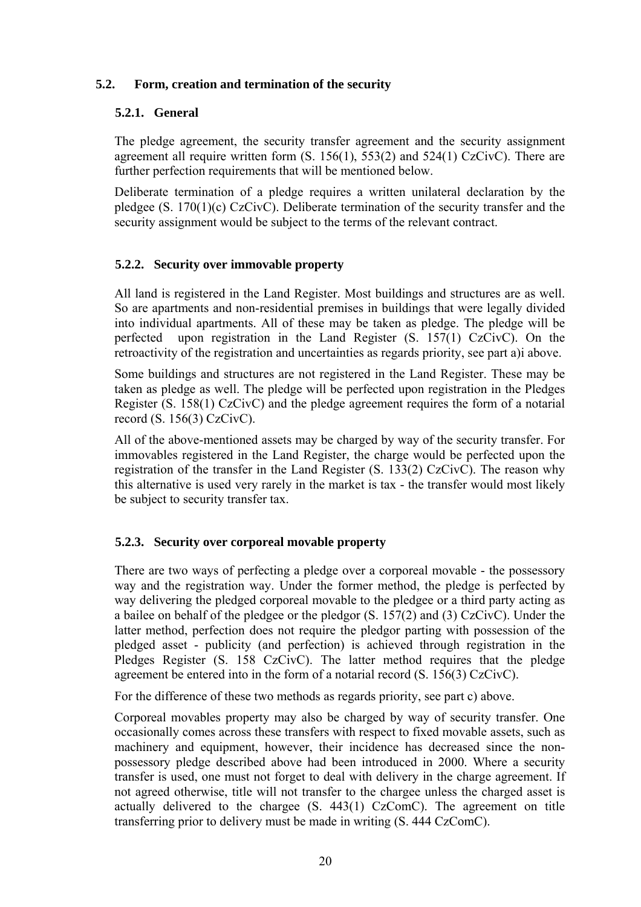## 5.2. Form, creation and termination of the security

### 5.2.1. General

The pledge agreement, the security transfer agreement and the security assignment agreement all require written form (S. 156(1), 553(2) and 524(1) CzCivC). There are further perfection requirements that will be mentioned below.

Deliberate termination of a pledge requires a written unilateral declaration by the pledgee (S. 170(1)(c) CzCivC). Deliberate termination of the security transfer and the security assignment would be subject to the terms of the relevant contract.

### 5.2.2. Security over immovable property

All land is registered in the Land Register. Most buildings and structures are as well. So are apartments and non-residential premises in buildings that were legally divided into individual apartments. All of these may be taken as pledge. The pledge will be perfected upon registration in the Land Register (S. 157(1) CzCivC). On the retroactivity of the registration and uncertainties as regards priority, see part a)i above.

Some buildings and structures are not registered in the Land Register. These may be taken as pledge as well. The pledge will be perfected upon registration in the Pledges Register (S. 158(1) CzCivC) and the pledge agreement requires the form of a notarial record (S. 156(3) CzCivC).

All of the above-mentioned assets may be charged by way of the security transfer. For immovables registered in the Land Register, the charge would be perfected upon the registration of the transfer in the Land Register (S. 133(2) CzCivC). The reason why this alternative is used very rarely in the market is tax - the transfer would most likely be subject to security transfer tax.

### 5.2.3. Security over corporeal movable property

There are two ways of perfecting a pledge over a corporeal movable - the possessory way and the registration way. Under the former method, the pledge is perfected by way delivering the pledged corporeal movable to the pledgee or a third party acting as a bailee on behalf of the pledgee or the pledgor (S. 157(2) and (3) CzCivC). Under the latter method, perfection does not require the pledgor parting with possession of the pledged asset - publicity (and perfection) is achieved through registration in the Pledges Register (S. 158 CzCivC). The latter method requires that the pledge agreement be entered into in the form of a notarial record (S. 156(3) CzCivC).

For the difference of these two methods as regards priority, see part c) above.

Corporeal movables property may also be charged by way of security transfer. One occasionally comes across these transfers with respect to fixed movable assets, such as machinery and equipment, however, their incidence has decreased since the non-possessory pledge described above had been introduced in 2000. Where a security transfer is used, one must not forget to deal with delivery in the charge agreement. If not agreed otherwise, title will not transfer to the chargee unless the charged asset is actually delivered to the chargee (S. 443(1) CzComC). The agreement on title transferring prior to delivery must be made in writing (S. 444 CzComC).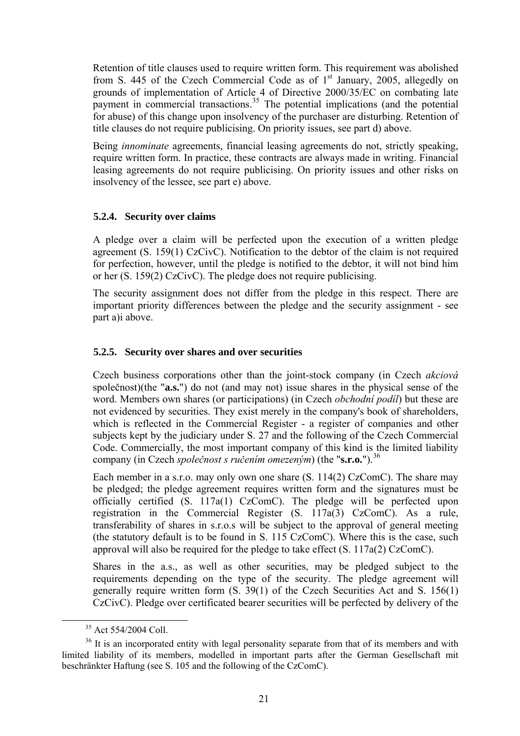Retention of title clauses used to require written form. This requirement was abolished from S. 445 of the Czech Commercial Code as of 1st January, 2005, allegedly on grounds of implementation of Article 4 of Directive 2000/35/EC on combating late payment in commercial transactions.[35] The potential implications (and the potential for abuse) of this change upon insolvency of the purchaser are disturbing. Retention of title clauses do not require publicising. On priority issues, see part d) above.

Being *innominate* agreements, financial leasing agreements do not, strictly speaking, require written form. In practice, these contracts are always made in writing. Financial leasing agreements do not require publicising. On priority issues and other risks on insolvency of the lessee, see part e) above.

### 5.2.4. Security over claims

A pledge over a claim will be perfected upon the execution of a written pledge agreement (S. 159(1) CzCivC). Notification to the debtor of the claim is not required for perfection, however, until the pledge is notified to the debtor, it will not bind him or her (S. 159(2) CzCivC). The pledge does not require publicising.

The security assignment does not differ from the pledge in this respect. There are important priority differences between the pledge and the security assignment - see part a)i above.

### 5.2.5. Security over shares and over securities

Czech business corporations other than the joint-stock company (in Czech *akciová* společnost)(the "**a.s.**") do not (and may not) issue shares in the physical sense of the word. Members own shares (or participations) (in Czech *obchodní podíl*) but these are not evidenced by securities. They exist merely in the company's book of shareholders, which is reflected in the Commercial Register - a register of companies and other subjects kept by the judiciary under S. 27 and the following of the Czech Commercial Code. Commercially, the most important company of this kind is the limited liability company (in Czech *společnost s ručením omezeným*) (the "**s.r.o.**").[36]

Each member in a s.r.o. may only own one share (S. 114(2) CzComC). The share may be pledged; the pledge agreement requires written form and the signatures must be officially certified (S. 117a(1) CzComC). The pledge will be perfected upon registration in the Commercial Register (S. 117a(3) CzComC). As a rule, transferability of shares in s.r.o.s will be subject to the approval of general meeting (the statutory default is to be found in S. 115 CzComC). Where this is the case, such approval will also be required for the pledge to take effect (S. 117a(2) CzComC).

Shares in the a.s., as well as other securities, may be pledged subject to the requirements depending on the type of the security. The pledge agreement will generally require written form (S. 39(1) of the Czech Securities Act and S. 156(1) CzCivC). Pledge over certificated bearer securities will be perfected by delivery of the

[35] Act 554/2004 Coll.

[36] It is an incorporated entity with legal personality separate from that of its members and with limited liability of its members, modelled in important parts after the German Gesellschaft mit beschränkter Haftung (see S. 105 and the following of the CzComC).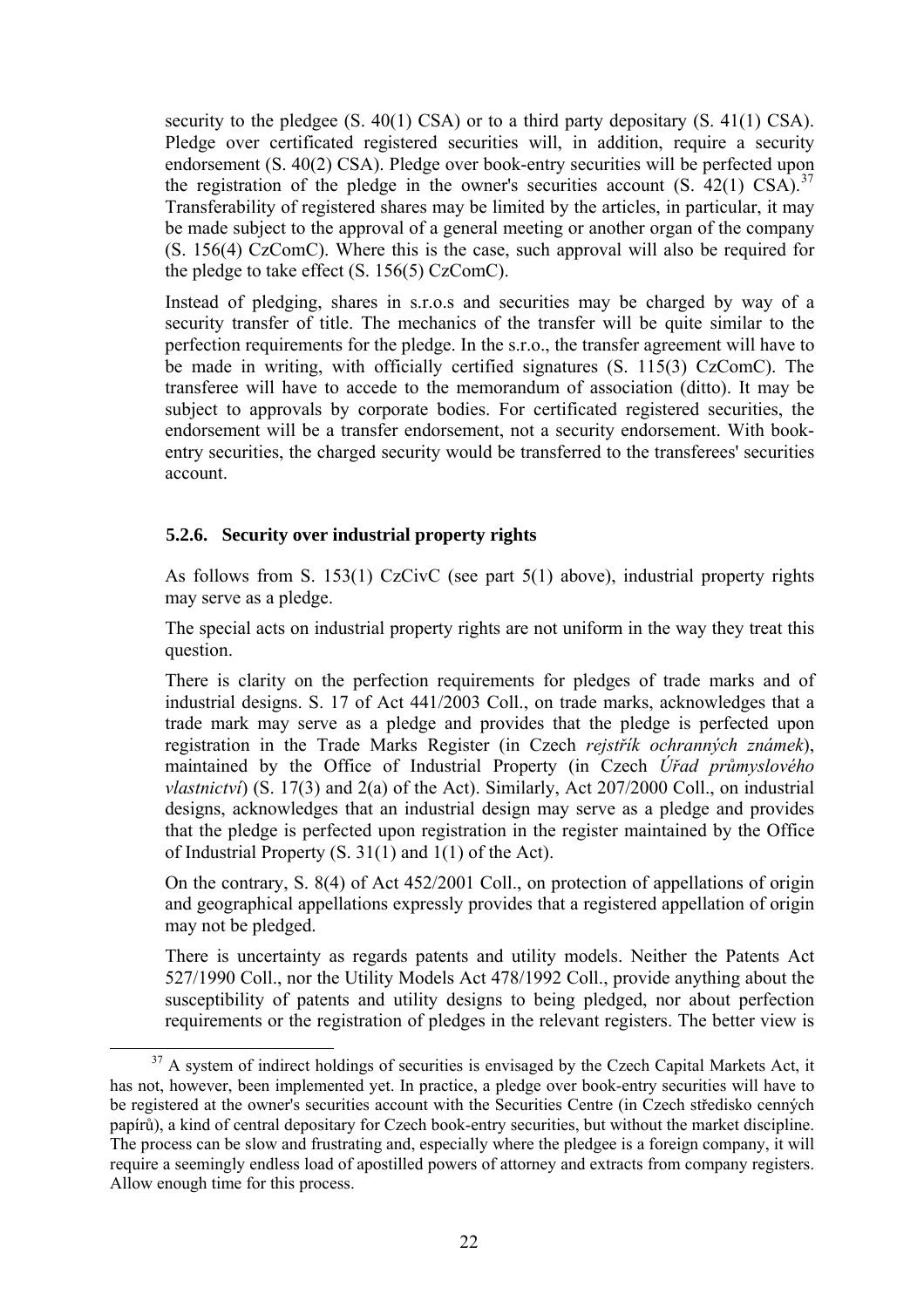security to the pledgee (S. 40(1) CSA) or to a third party depositary (S. 41(1) CSA). Pledge over certificated registered securities will, in addition, require a security endorsement (S. 40(2) CSA). Pledge over book-entry securities will be perfected upon the registration of the pledge in the owner's securities account (S. 42(1) CSA).[37] Transferability of registered shares may be limited by the articles, in particular, it may be made subject to the approval of a general meeting or another organ of the company (S. 156(4) CzComC). Where this is the case, such approval will also be required for the pledge to take effect (S. 156(5) CzComC).

Instead of pledging, shares in s.r.o.s and securities may be charged by way of a security transfer of title. The mechanics of the transfer will be quite similar to the perfection requirements for the pledge. In the s.r.o., the transfer agreement will have to be made in writing, with officially certified signatures (S. 115(3) CzComC). The transferee will have to accede to the memorandum of association (ditto). It may be subject to approvals by corporate bodies. For certificated registered securities, the endorsement will be a transfer endorsement, not a security endorsement. With book-entry securities, the charged security would be transferred to the transferees' securities account.

### 5.2.6. Security over industrial property rights

As follows from S. 153(1) CzCivC (see part 5(1) above), industrial property rights may serve as a pledge.

The special acts on industrial property rights are not uniform in the way they treat this question.

There is clarity on the perfection requirements for pledges of trade marks and of industrial designs. S. 17 of Act 441/2003 Coll., on trade marks, acknowledges that a trade mark may serve as a pledge and provides that the pledge is perfected upon registration in the Trade Marks Register (in Czech *rejstřík ochranných známek*), maintained by the Office of Industrial Property (in Czech *Úřad průmyslového vlastnictví*) (S. 17(3) and 2(a) of the Act). Similarly, Act 207/2000 Coll., on industrial designs, acknowledges that an industrial design may serve as a pledge and provides that the pledge is perfected upon registration in the register maintained by the Office of Industrial Property (S. 31(1) and 1(1) of the Act).

On the contrary, S. 8(4) of Act 452/2001 Coll., on protection of appellations of origin and geographical appellations expressly provides that a registered appellation of origin may not be pledged.

There is uncertainty as regards patents and utility models. Neither the Patents Act 527/1990 Coll., nor the Utility Models Act 478/1992 Coll., provide anything about the susceptibility of patents and utility designs to being pledged, nor about perfection requirements or the registration of pledges in the relevant registers. The better view is

---

[37] A system of indirect holdings of securities is envisaged by the Czech Capital Markets Act, it has not, however, been implemented yet. In practice, a pledge over book-entry securities will have to be registered at the owner's securities account with the Securities Centre (in Czech středisko cenných papírů), a kind of central depositary for Czech book-entry securities, but without the market discipline. The process can be slow and frustrating and, especially where the pledgee is a foreign company, it will require a seemingly endless load of apostilled powers of attorney and extracts from company registers. Allow enough time for this process.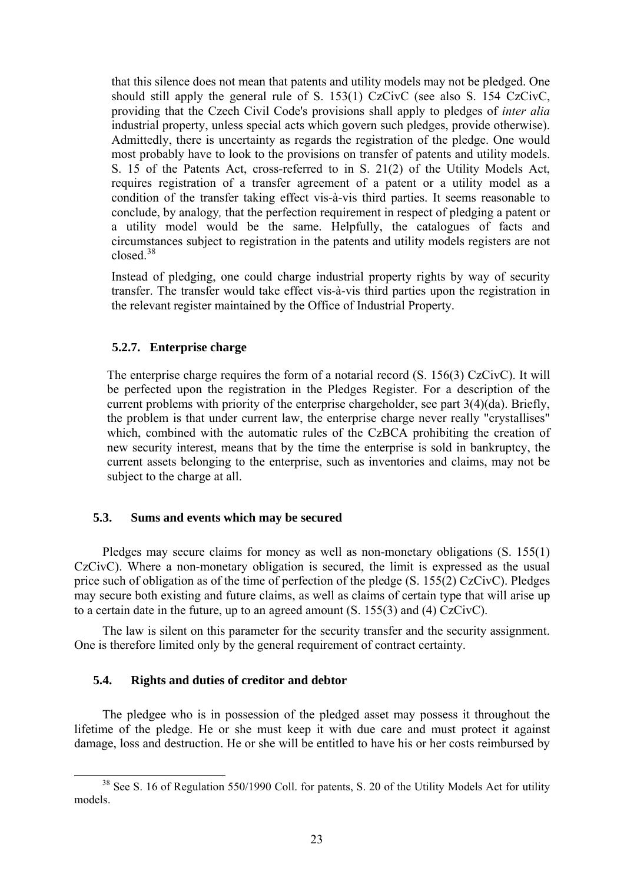that this silence does not mean that patents and utility models may not be pledged. One should still apply the general rule of S. 153(1) CzCivC (see also S. 154 CzCivC, providing that the Czech Civil Code's provisions shall apply to pledges of *inter alia* industrial property, unless special acts which govern such pledges, provide otherwise). Admittedly, there is uncertainty as regards the registration of the pledge. One would most probably have to look to the provisions on transfer of patents and utility models. S. 15 of the Patents Act, cross-referred to in S. 21(2) of the Utility Models Act, requires registration of a transfer agreement of a patent or a utility model as a condition of the transfer taking effect vis-à-vis third parties. It seems reasonable to conclude, by analogy, that the perfection requirement in respect of pledging a patent or a utility model would be the same. Helpfully, the catalogues of facts and circumstances subject to registration in the patents and utility models registers are not closed.[38]

Instead of pledging, one could charge industrial property rights by way of security transfer. The transfer would take effect vis-à-vis third parties upon the registration in the relevant register maintained by the Office of Industrial Property.

#### 5.2.7. Enterprise charge

The enterprise charge requires the form of a notarial record (S. 156(3) CzCivC). It will be perfected upon the registration in the Pledges Register. For a description of the current problems with priority of the enterprise chargeholder, see part 3(4)(da). Briefly, the problem is that under current law, the enterprise charge never really "crystallises" which, combined with the automatic rules of the CzBCA prohibiting the creation of new security interest, means that by the time the enterprise is sold in bankruptcy, the current assets belonging to the enterprise, such as inventories and claims, may not be subject to the charge at all.

### 5.3. Sums and events which may be secured

Pledges may secure claims for money as well as non-monetary obligations (S. 155(1) CzCivC). Where a non-monetary obligation is secured, the limit is expressed as the usual price such of obligation as of the time of perfection of the pledge (S. 155(2) CzCivC). Pledges may secure both existing and future claims, as well as claims of certain type that will arise up to a certain date in the future, up to an agreed amount (S. 155(3) and (4) CzCivC).

The law is silent on this parameter for the security transfer and the security assignment. One is therefore limited only by the general requirement of contract certainty.

### 5.4. Rights and duties of creditor and debtor

The pledgee who is in possession of the pledged asset may possess it throughout the lifetime of the pledge. He or she must keep it with due care and must protect it against damage, loss and destruction. He or she will be entitled to have his or her costs reimbursed by

[38] See S. 16 of Regulation 550/1990 Coll. for patents, S. 20 of the Utility Models Act for utility models.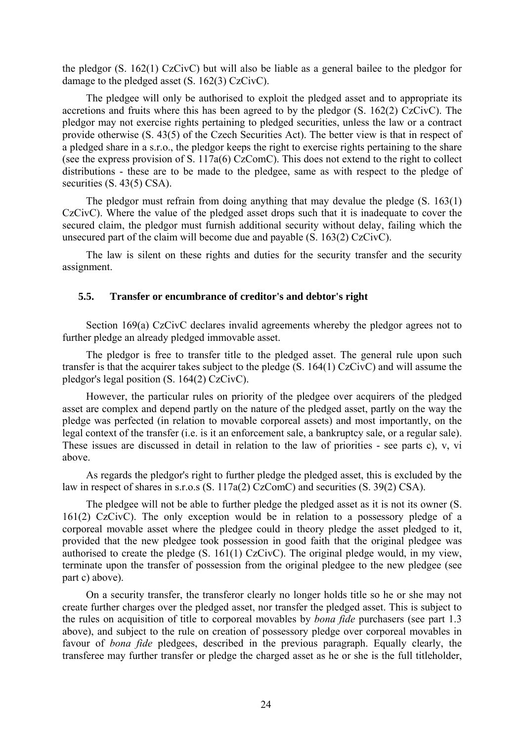the pledgor (S. 162(1) CzCivC) but will also be liable as a general bailee to the pledgor for damage to the pledged asset (S. 162(3) CzCivC).

The pledgee will only be authorised to exploit the pledged asset and to appropriate its accretions and fruits where this has been agreed to by the pledgor (S. 162(2) CzCivC). The pledgor may not exercise rights pertaining to pledged securities, unless the law or a contract provide otherwise (S. 43(5) of the Czech Securities Act). The better view is that in respect of a pledged share in a s.r.o., the pledgor keeps the right to exercise rights pertaining to the share (see the express provision of S. 117a(6) CzComC). This does not extend to the right to collect distributions - these are to be made to the pledgee, same as with respect to the pledge of securities (S. 43(5) CSA).

The pledgor must refrain from doing anything that may devalue the pledge (S. 163(1) CzCivC). Where the value of the pledged asset drops such that it is inadequate to cover the secured claim, the pledgor must furnish additional security without delay, failing which the unsecured part of the claim will become due and payable (S. 163(2) CzCivC).

The law is silent on these rights and duties for the security transfer and the security assignment.

### 5.5. Transfer or encumbrance of creditor's and debtor's right

Section 169(a) CzCivC declares invalid agreements whereby the pledgor agrees not to further pledge an already pledged immovable asset.

The pledgor is free to transfer title to the pledged asset. The general rule upon such transfer is that the acquirer takes subject to the pledge (S. 164(1) CzCivC) and will assume the pledgor's legal position (S. 164(2) CzCivC).

However, the particular rules on priority of the pledgee over acquirers of the pledged asset are complex and depend partly on the nature of the pledged asset, partly on the way the pledge was perfected (in relation to movable corporeal assets) and most importantly, on the legal context of the transfer (i.e. is it an enforcement sale, a bankruptcy sale, or a regular sale). These issues are discussed in detail in relation to the law of priorities - see parts c), v, vi above.

As regards the pledgor's right to further pledge the pledged asset, this is excluded by the law in respect of shares in s.r.o.s (S. 117a(2) CzComC) and securities (S. 39(2) CSA).

The pledgee will not be able to further pledge the pledged asset as it is not its owner (S. 161(2) CzCivC). The only exception would be in relation to a possessory pledge of a corporeal movable asset where the pledgee could in theory pledge the asset pledged to it, provided that the new pledgee took possession in good faith that the original pledgee was authorised to create the pledge (S. 161(1) CzCivC). The original pledge would, in my view, terminate upon the transfer of possession from the original pledgee to the new pledgee (see part c) above).

On a security transfer, the transferor clearly no longer holds title so he or she may not create further charges over the pledged asset, nor transfer the pledged asset. This is subject to the rules on acquisition of title to corporeal movables by *bona fide* purchasers (see part 1.3 above), and subject to the rule on creation of possessory pledge over corporeal movables in favour of *bona fide* pledgees, described in the previous paragraph. Equally clearly, the transferee may further transfer or pledge the charged asset as he or she is the full titleholder,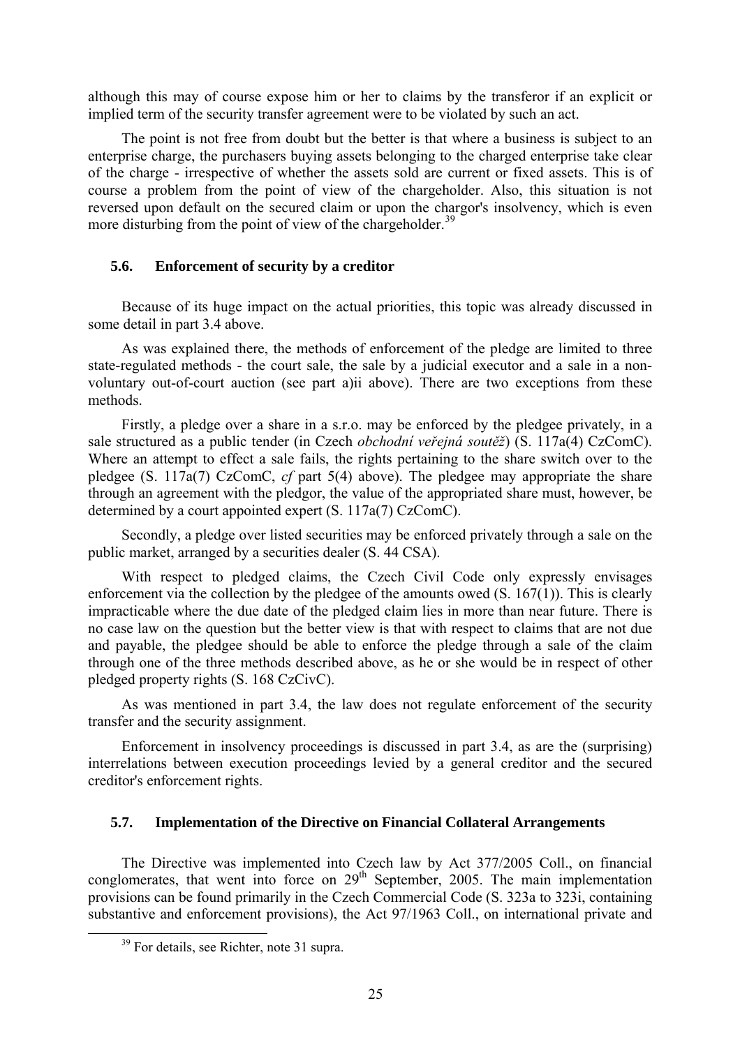although this may of course expose him or her to claims by the transferor if an explicit or implied term of the security transfer agreement were to be violated by such an act.

The point is not free from doubt but the better is that where a business is subject to an enterprise charge, the purchasers buying assets belonging to the charged enterprise take clear of the charge - irrespective of whether the assets sold are current or fixed assets. This is of course a problem from the point of view of the chargeholder. Also, this situation is not reversed upon default on the secured claim or upon the chargor's insolvency, which is even more disturbing from the point of view of the chargeholder.[39]

### 5.6. Enforcement of security by a creditor

Because of its huge impact on the actual priorities, this topic was already discussed in some detail in part 3.4 above.

As was explained there, the methods of enforcement of the pledge are limited to three state-regulated methods - the court sale, the sale by a judicial executor and a sale in a non-voluntary out-of-court auction (see part a)ii above). There are two exceptions from these methods.

Firstly, a pledge over a share in a s.r.o. may be enforced by the pledgee privately, in a sale structured as a public tender (in Czech *obchodní veřejná soutěž*) (S. 117a(4) CzComC). Where an attempt to effect a sale fails, the rights pertaining to the share switch over to the pledgee (S. 117a(7) CzComC, *cf* part 5(4) above). The pledgee may appropriate the share through an agreement with the pledgor, the value of the appropriated share must, however, be determined by a court appointed expert (S. 117a(7) CzComC).

Secondly, a pledge over listed securities may be enforced privately through a sale on the public market, arranged by a securities dealer (S. 44 CSA).

With respect to pledged claims, the Czech Civil Code only expressly envisages enforcement via the collection by the pledgee of the amounts owed (S. 167(1)). This is clearly impracticable where the due date of the pledged claim lies in more than near future. There is no case law on the question but the better view is that with respect to claims that are not due and payable, the pledgee should be able to enforce the pledge through a sale of the claim through one of the three methods described above, as he or she would be in respect of other pledged property rights (S. 168 CzCivC).

As was mentioned in part 3.4, the law does not regulate enforcement of the security transfer and the security assignment.

Enforcement in insolvency proceedings is discussed in part 3.4, as are the (surprising) interrelations between execution proceedings levied by a general creditor and the secured creditor's enforcement rights.

### 5.7. Implementation of the Directive on Financial Collateral Arrangements

The Directive was implemented into Czech law by Act 377/2005 Coll., on financial conglomerates, that went into force on 29th September, 2005. The main implementation provisions can be found primarily in the Czech Commercial Code (S. 323a to 323i, containing substantive and enforcement provisions), the Act 97/1963 Coll., on international private and

[39] For details, see Richter, note 31 supra.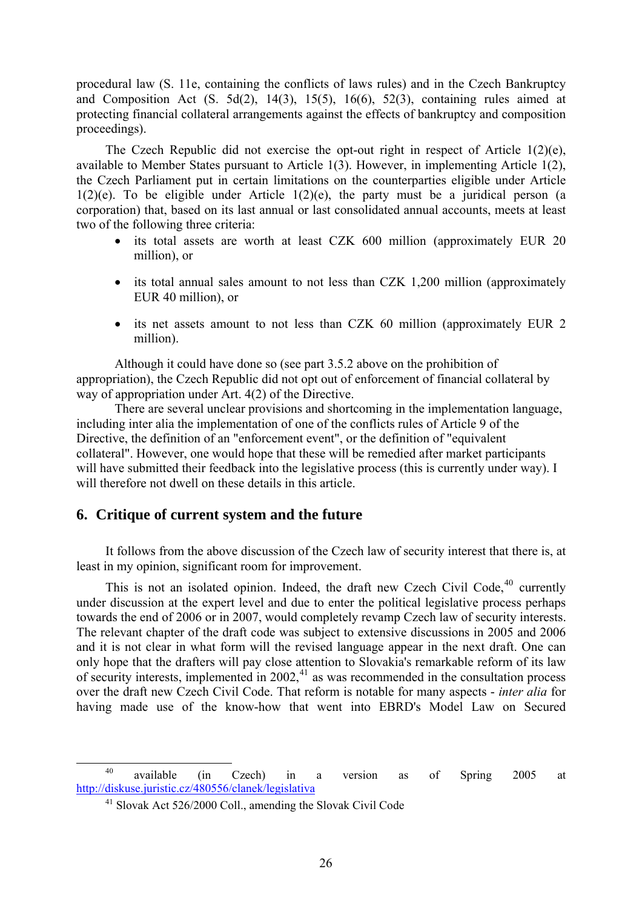procedural law (S. 11e, containing the conflicts of laws rules) and in the Czech Bankruptcy and Composition Act (S. 5d(2), 14(3), 15(5), 16(6), 52(3), containing rules aimed at protecting financial collateral arrangements against the effects of bankruptcy and composition proceedings).

The Czech Republic did not exercise the opt-out right in respect of Article 1(2)(e), available to Member States pursuant to Article 1(3). However, in implementing Article 1(2), the Czech Parliament put in certain limitations on the counterparties eligible under Article 1(2)(e). To be eligible under Article 1(2)(e), the party must be a juridical person (a corporation) that, based on its last annual or last consolidated annual accounts, meets at least two of the following three criteria:

- its total assets are worth at least CZK 600 million (approximately EUR 20 million), or
- its total annual sales amount to not less than CZK 1,200 million (approximately EUR 40 million), or
- its net assets amount to not less than CZK 60 million (approximately EUR 2 million).

Although it could have done so (see part 3.5.2 above on the prohibition of appropriation), the Czech Republic did not opt out of enforcement of financial collateral by way of appropriation under Art. 4(2) of the Directive.

There are several unclear provisions and shortcoming in the implementation language, including inter alia the implementation of one of the conflicts rules of Article 9 of the Directive, the definition of an "enforcement event", or the definition of "equivalent collateral". However, one would hope that these will be remedied after market participants will have submitted their feedback into the legislative process (this is currently under way). I will therefore not dwell on these details in this article.

## 6. Critique of current system and the future

It follows from the above discussion of the Czech law of security interest that there is, at least in my opinion, significant room for improvement.

This is not an isolated opinion. Indeed, the draft new Czech Civil Code,[40] currently under discussion at the expert level and due to enter the political legislative process perhaps towards the end of 2006 or in 2007, would completely revamp Czech law of security interests. The relevant chapter of the draft code was subject to extensive discussions in 2005 and 2006 and it is not clear in what form will the revised language appear in the next draft. One can only hope that the drafters will pay close attention to Slovakia's remarkable reform of its law of security interests, implemented in 2002,[41] as was recommended in the consultation process over the draft new Czech Civil Code. That reform is notable for many aspects - *inter alia* for having made use of the know-how that went into EBRD's Model Law on Secured

---

[40] available (in Czech) in a version as of Spring 2005 at http://diskuse.juristic.cz/480556/clanek/legislativa

[41] Slovak Act 526/2000 Coll., amending the Slovak Civil Code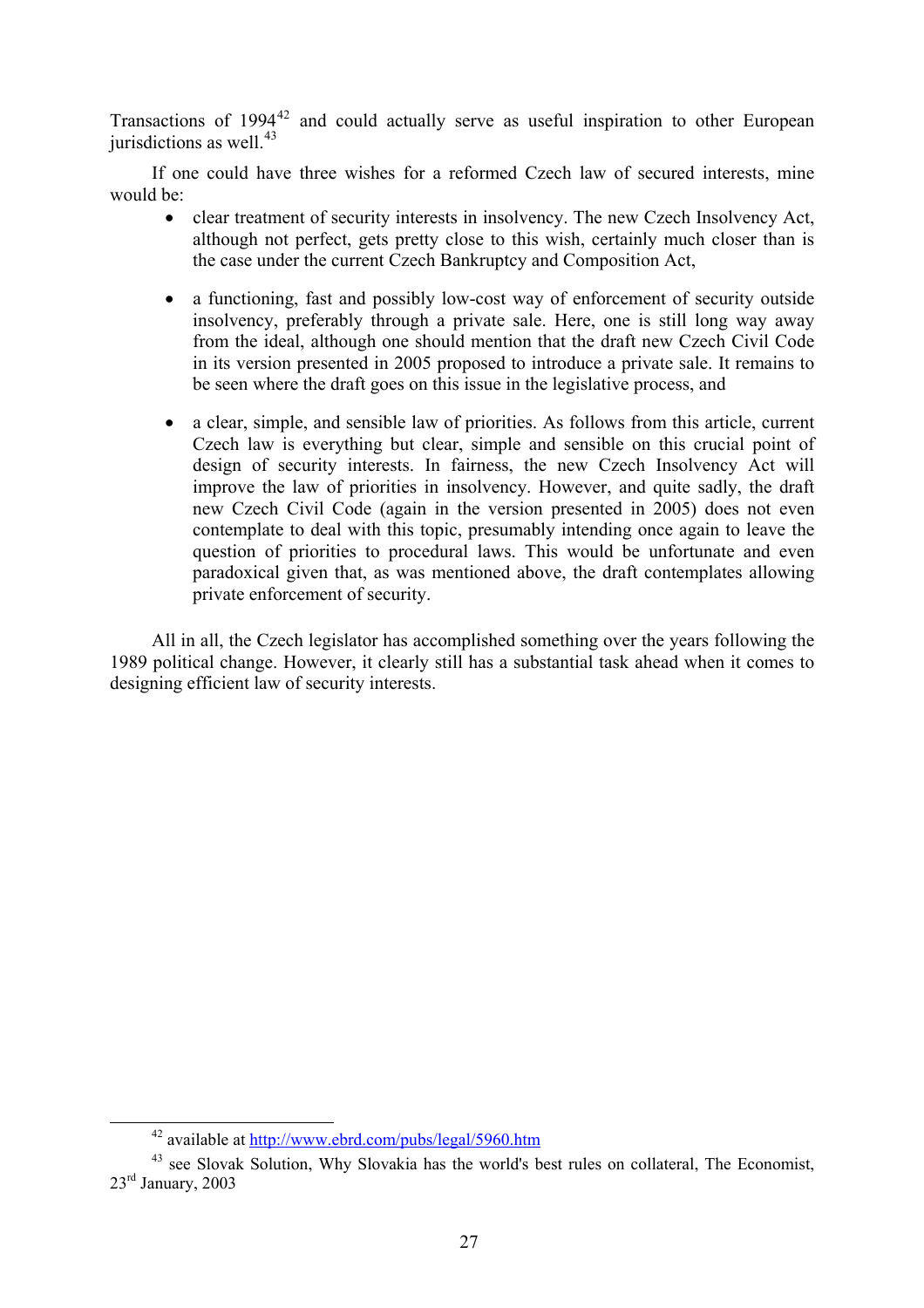Transactions of 1994[42] and could actually serve as useful inspiration to other European jurisdictions as well.[43]

If one could have three wishes for a reformed Czech law of secured interests, mine would be:

- clear treatment of security interests in insolvency. The new Czech Insolvency Act, although not perfect, gets pretty close to this wish, certainly much closer than is the case under the current Czech Bankruptcy and Composition Act,

- a functioning, fast and possibly low-cost way of enforcement of security outside insolvency, preferably through a private sale. Here, one is still long way away from the ideal, although one should mention that the draft new Czech Civil Code in its version presented in 2005 proposed to introduce a private sale. It remains to be seen where the draft goes on this issue in the legislative process, and

- a clear, simple, and sensible law of priorities. As follows from this article, current Czech law is everything but clear, simple and sensible on this crucial point of design of security interests. In fairness, the new Czech Insolvency Act will improve the law of priorities in insolvency. However, and quite sadly, the draft new Czech Civil Code (again in the version presented in 2005) does not even contemplate to deal with this topic, presumably intending once again to leave the question of priorities to procedural laws. This would be unfortunate and even paradoxical given that, as was mentioned above, the draft contemplates allowing private enforcement of security.

All in all, the Czech legislator has accomplished something over the years following the 1989 political change. However, it clearly still has a substantial task ahead when it comes to designing efficient law of security interests.

---

[42] available at http://www.ebrd.com/pubs/legal/5960.htm

[43] see Slovak Solution, Why Slovakia has the world's best rules on collateral, The Economist, 23rd January, 2003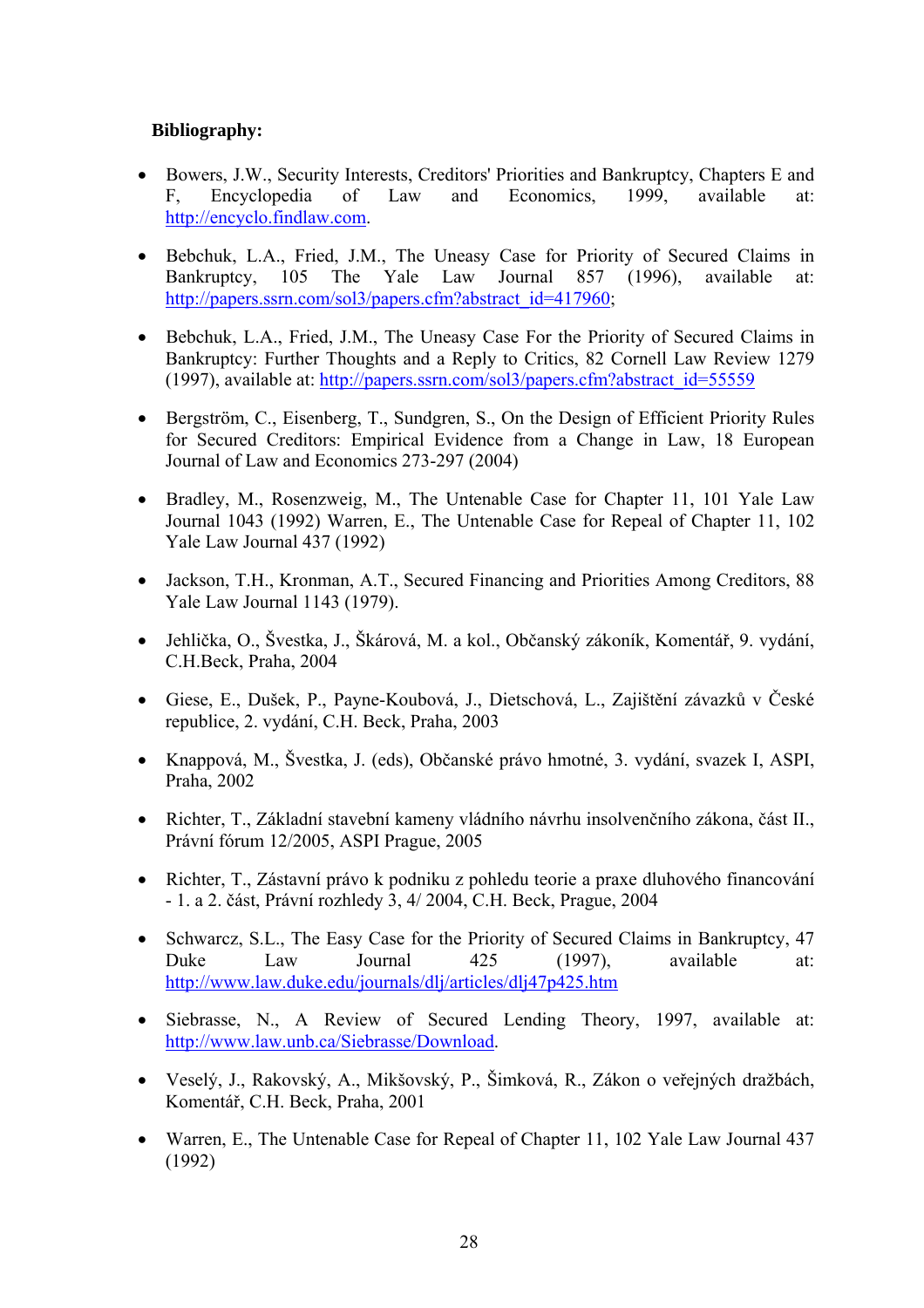**Bibliography:**

- Bowers, J.W., Security Interests, Creditors' Priorities and Bankruptcy, Chapters E and F, Encyclopedia of Law and Economics, 1999, available at: http://encyclo.findlaw.com.

- Bebchuk, L.A., Fried, J.M., The Uneasy Case for Priority of Secured Claims in Bankruptcy, 105 The Yale Law Journal 857 (1996), available at: http://papers.ssrn.com/sol3/papers.cfm?abstract_id=417960;

- Bebchuk, L.A., Fried, J.M., The Uneasy Case For the Priority of Secured Claims in Bankruptcy: Further Thoughts and a Reply to Critics, 82 Cornell Law Review 1279 (1997), available at: http://papers.ssrn.com/sol3/papers.cfm?abstract_id=55559

- Bergström, C., Eisenberg, T., Sundgren, S., On the Design of Efficient Priority Rules for Secured Creditors: Empirical Evidence from a Change in Law, 18 European Journal of Law and Economics 273-297 (2004)

- Bradley, M., Rosenzweig, M., The Untenable Case for Chapter 11, 101 Yale Law Journal 1043 (1992) Warren, E., The Untenable Case for Repeal of Chapter 11, 102 Yale Law Journal 437 (1992)

- Jackson, T.H., Kronman, A.T., Secured Financing and Priorities Among Creditors, 88 Yale Law Journal 1143 (1979).

- Jehlička, O., Švestka, J., Škárová, M. a kol., Občanský zákoník, Komentář, 9. vydání, C.H.Beck, Praha, 2004

- Giese, E., Dušek, P., Payne-Koubová, J., Dietschová, L., Zajištění závazků v České republice, 2. vydání, C.H. Beck, Praha, 2003

- Knappová, M., Švestka, J. (eds), Občanské právo hmotné, 3. vydání, svazek I, ASPI, Praha, 2002

- Richter, T., Základní stavební kameny vládního návrhu insolvenčního zákona, část II., Právní fórum 12/2005, ASPI Prague, 2005

- Richter, T., Zástavní právo k podniku z pohledu teorie a praxe dluhového financování - 1. a 2. část, Právní rozhledy 3, 4/ 2004, C.H. Beck, Prague, 2004

- Schwarcz, S.L., The Easy Case for the Priority of Secured Claims in Bankruptcy, 47 Duke Law Journal 425 (1997), available at: http://www.law.duke.edu/journals/dlj/articles/dlj47p425.htm

- Siebrasse, N., A Review of Secured Lending Theory, 1997, available at: http://www.law.unb.ca/Siebrasse/Download.

- Veselý, J., Rakovský, A., Mikšovský, P., Šimková, R., Zákon o veřejných dražbách, Komentář, C.H. Beck, Praha, 2001

- Warren, E., The Untenable Case for Repeal of Chapter 11, 102 Yale Law Journal 437 (1992)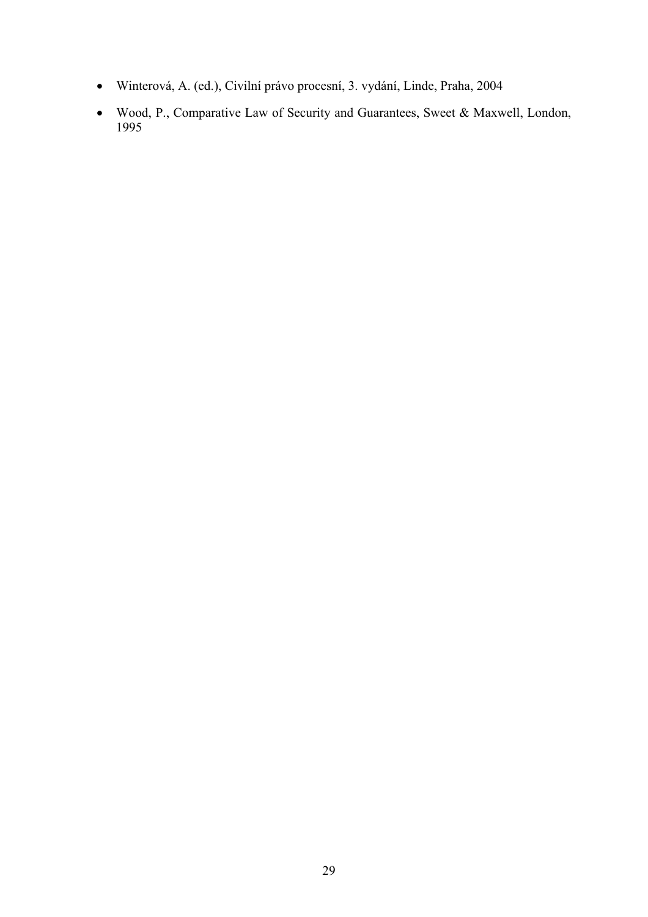- Winterová, A. (ed.), Civilní právo procesní, 3. vydání, Linde, Praha, 2004
- Wood, P., Comparative Law of Security and Guarantees, Sweet & Maxwell, London, 1995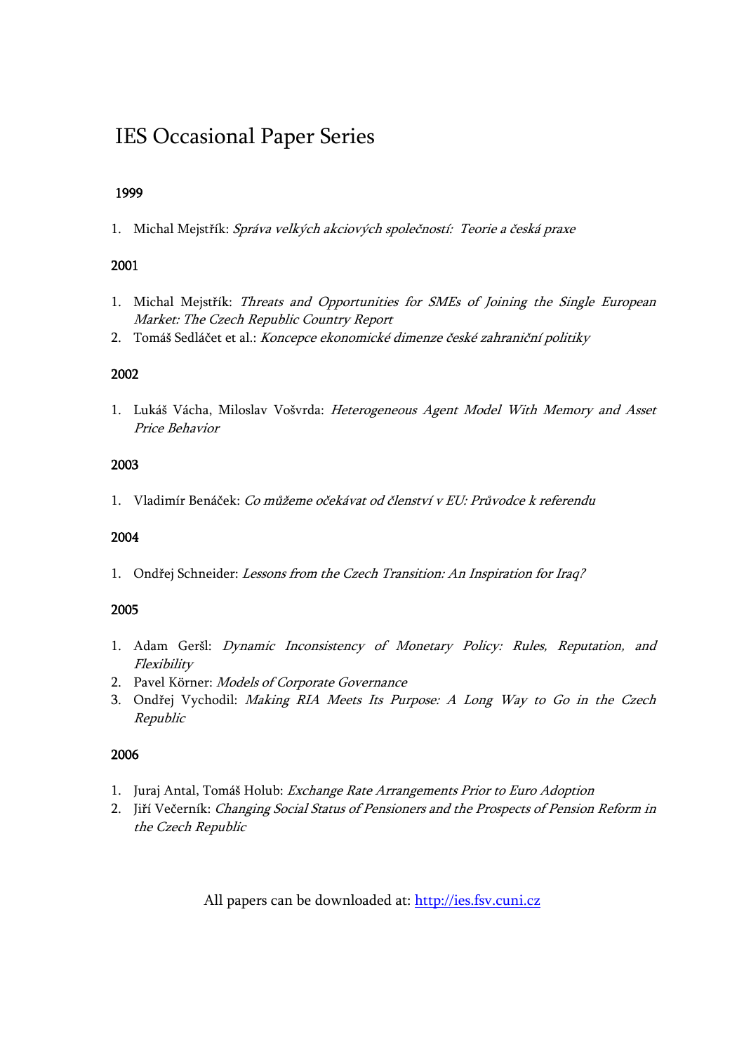# IES Occasional Paper Series

## 1999

1. Michal Mejstřík: *Správa velkých akciových společností: Teorie a česká praxe*

## 2001

1. Michal Mejstřík: *Threats and Opportunities for SMEs of Joining the Single European Market: The Czech Republic Country Report*
2. Tomáš Sedláčet et al.: *Koncepce ekonomické dimenze české zahraniční politiky*

## 2002

1. Lukáš Vácha, Miloslav Vošvrda: *Heterogeneous Agent Model With Memory and Asset Price Behavior*

## 2003

1. Vladimír Benáček: *Co můžeme očekávat od členství v EU: Průvodce k referendu*

## 2004

1. Ondřej Schneider: *Lessons from the Czech Transition: An Inspiration for Iraq?*

## 2005

1. Adam Geršl: *Dynamic Inconsistency of Monetary Policy: Rules, Reputation, and Flexibility*
2. Pavel Körner: *Models of Corporate Governance*
3. Ondřej Vychodil: *Making RIA Meets Its Purpose: A Long Way to Go in the Czech Republic*

## 2006

1. Juraj Antal, Tomáš Holub: *Exchange Rate Arrangements Prior to Euro Adoption*
2. Jiří Večerník: *Changing Social Status of Pensioners and the Prospects of Pension Reform in the Czech Republic*

All papers can be downloaded at: http://ies.fsv.cuni.cz